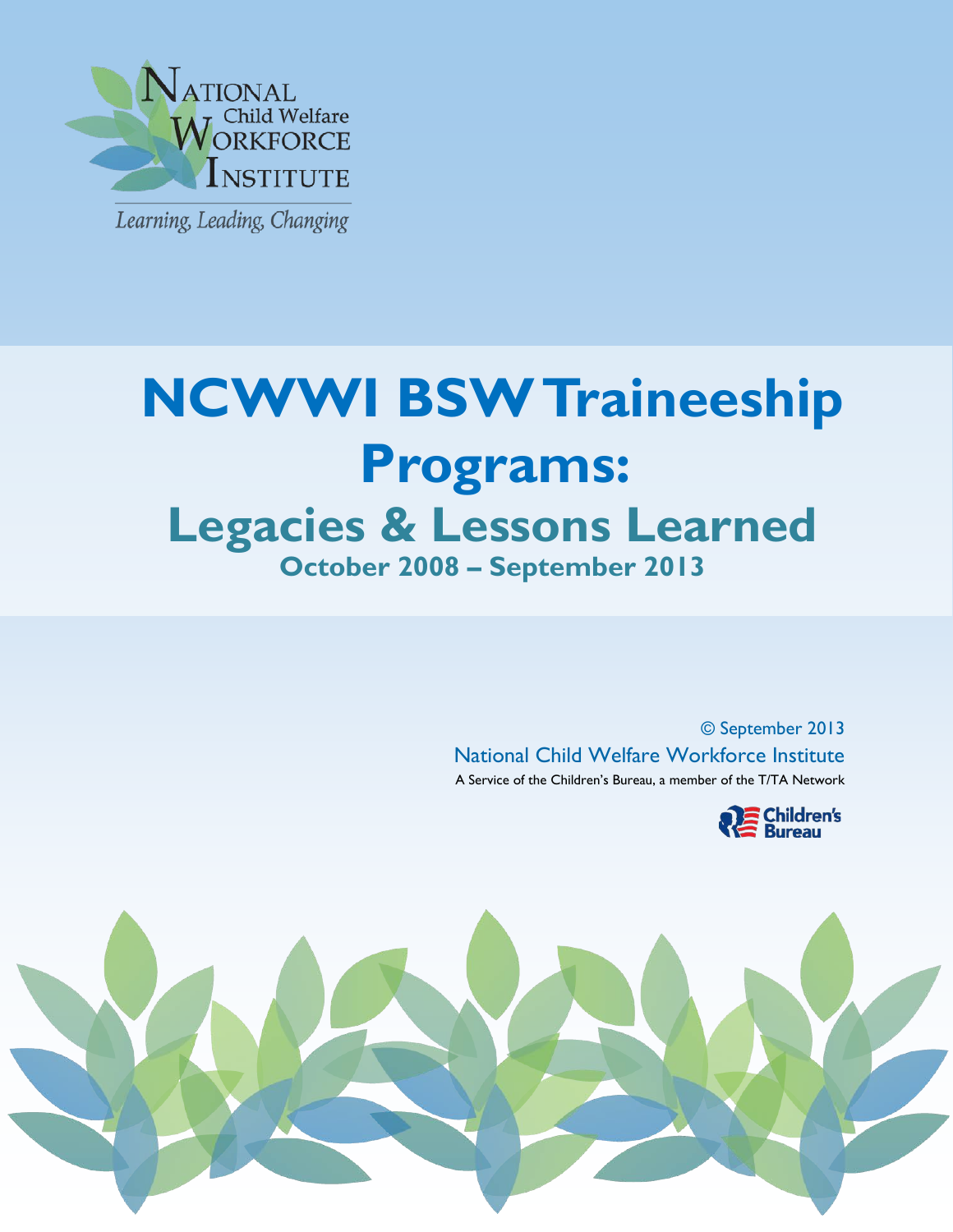National Child Welfare Workforce Institute

*Learning, Leading, Changing*

# NCWWI BSW Traineeship Programs:

## Legacies & Lessons Learned

### October 2008 – September 2013

© September 2013

National Child Welfare Workforce Institute

A Service of the Children's Bureau, a member of the T/TA Network

Children's Bureau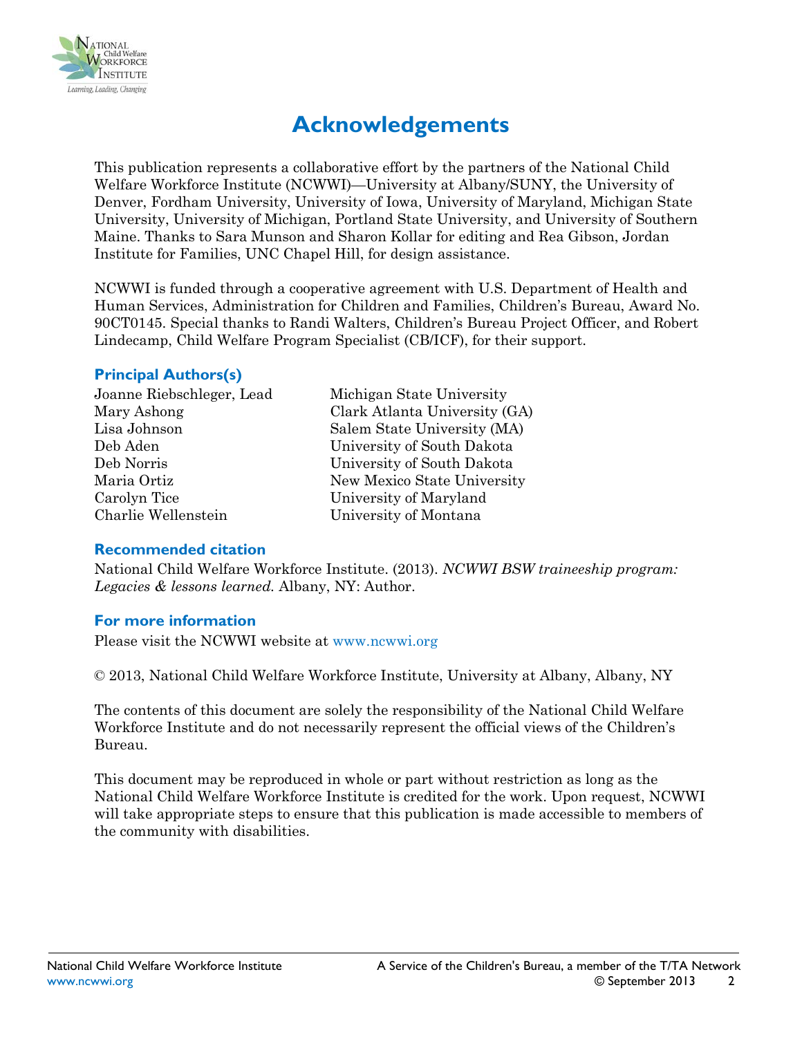# Acknowledgements

This publication represents a collaborative effort by the partners of the National Child Welfare Workforce Institute (NCWWI)—University at Albany/SUNY, the University of Denver, Fordham University, University of Iowa, University of Maryland, Michigan State University, University of Michigan, Portland State University, and University of Southern Maine. Thanks to Sara Munson and Sharon Kollar for editing and Rea Gibson, Jordan Institute for Families, UNC Chapel Hill, for design assistance.

NCWWI is funded through a cooperative agreement with U.S. Department of Health and Human Services, Administration for Children and Families, Children's Bureau, Award No. 90CT0145. Special thanks to Randi Walters, Children's Bureau Project Officer, and Robert Lindecamp, Child Welfare Program Specialist (CB/ICF), for their support.

## Principal Authors(s)

| | |
|---|---|
| Joanne Riebschleger, Lead | Michigan State University |
| Mary Ashong | Clark Atlanta University (GA) |
| Lisa Johnson | Salem State University (MA) |
| Deb Aden | University of South Dakota |
| Deb Norris | University of South Dakota |
| Maria Ortiz | New Mexico State University |
| Carolyn Tice | University of Maryland |
| Charlie Wellenstein | University of Montana |

## Recommended citation

National Child Welfare Workforce Institute. (2013). *NCWWI BSW traineeship program: Legacies & lessons learned.* Albany, NY: Author.

## For more information

Please visit the NCWWI website at www.ncwwi.org

© 2013, National Child Welfare Workforce Institute, University at Albany, Albany, NY

The contents of this document are solely the responsibility of the National Child Welfare Workforce Institute and do not necessarily represent the official views of the Children's Bureau.

This document may be reproduced in whole or part without restriction as long as the National Child Welfare Workforce Institute is credited for the work. Upon request, NCWWI will take appropriate steps to ensure that this publication is made accessible to members of the community with disabilities.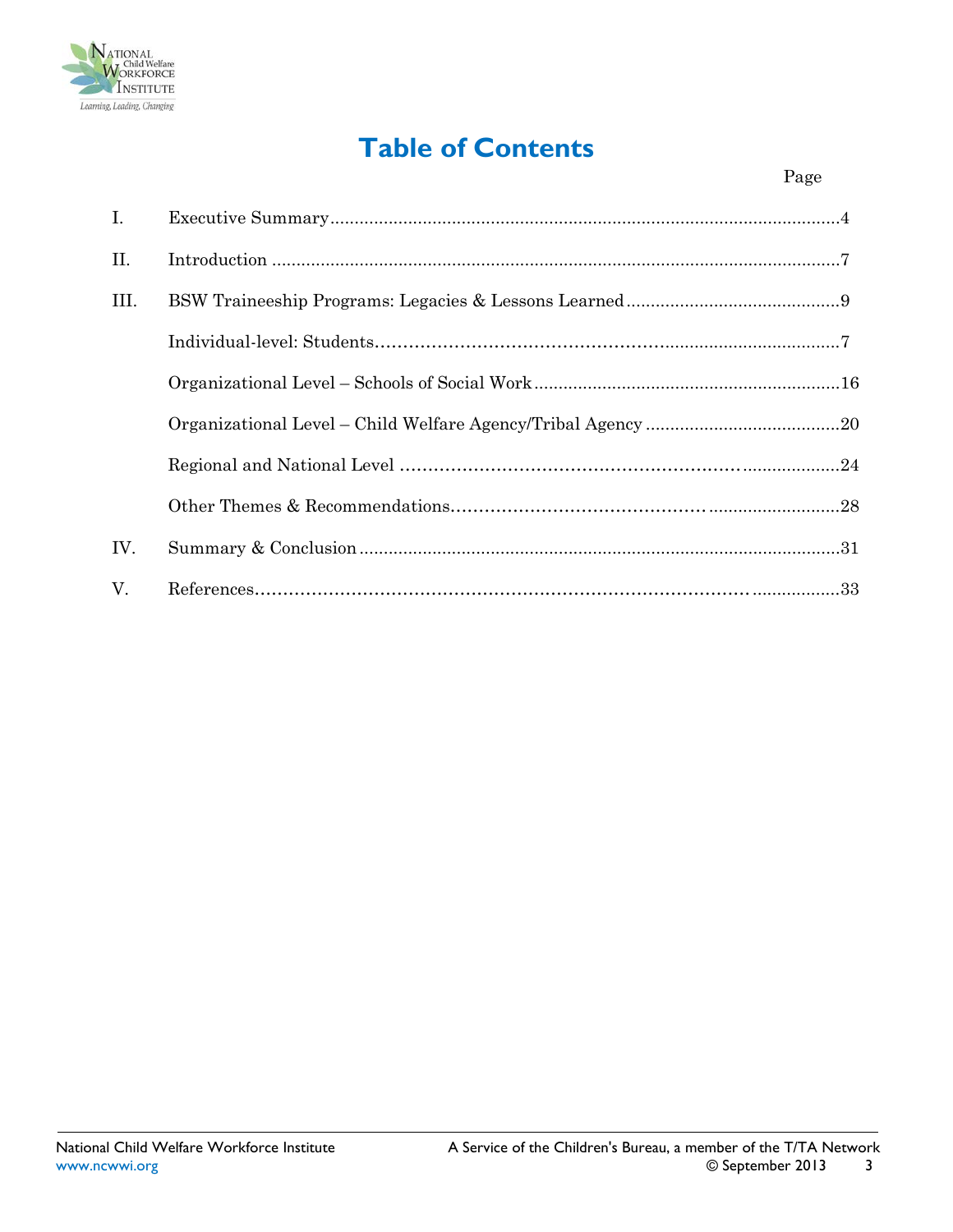# Table of Contents

| | | Page |
|---|---|---|
| I. | Executive Summary | 4 |
| II. | Introduction | 7 |
| III. | BSW Traineeship Programs: Legacies & Lessons Learned | 9 |
| | Individual-level: Students | 7 |
| | Organizational Level – Schools of Social Work | 16 |
| | Organizational Level – Child Welfare Agency/Tribal Agency | 20 |
| | Regional and National Level | 24 |
| | Other Themes & Recommendations | 28 |
| IV. | Summary & Conclusion | 31 |
| V. | References | 33 |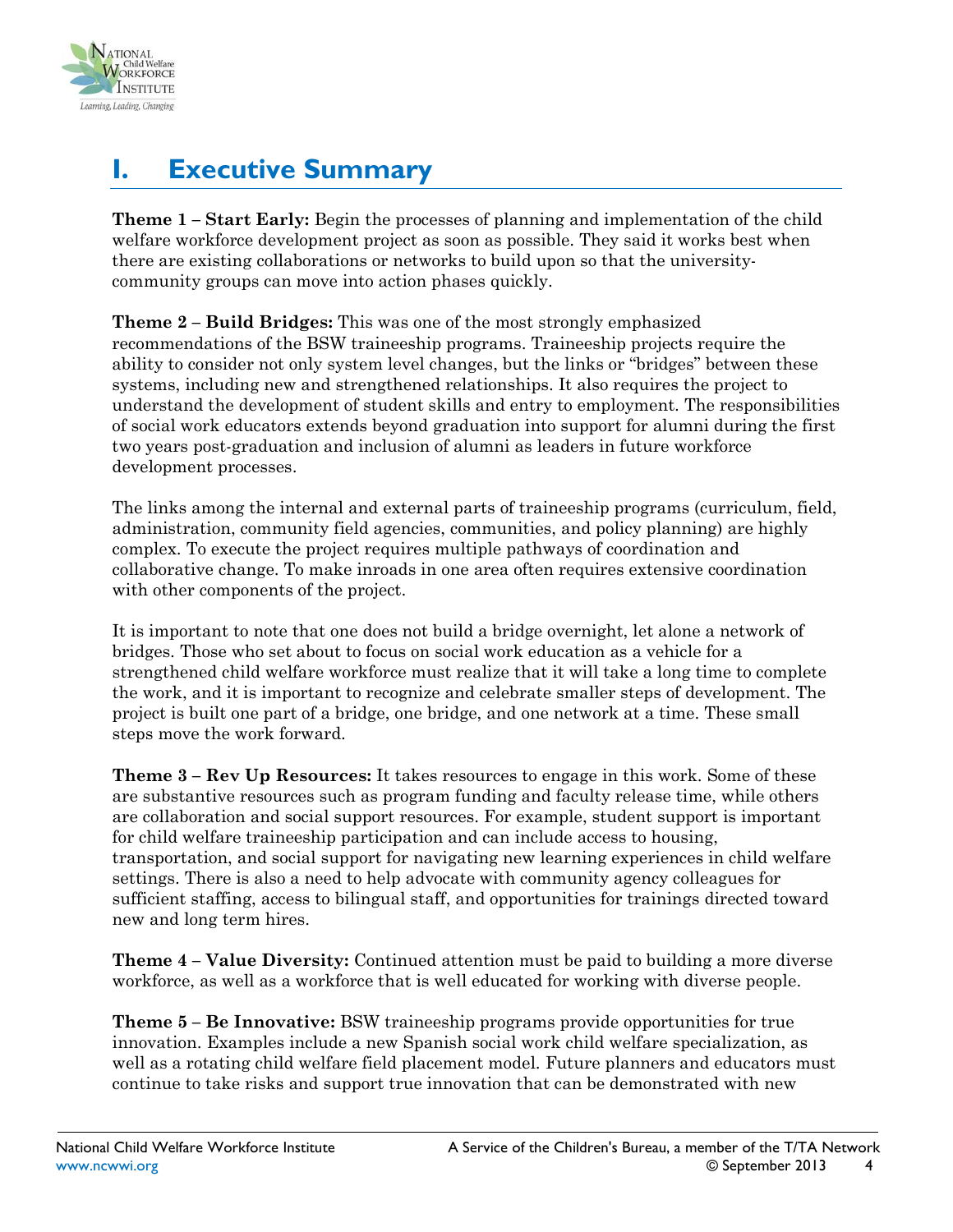# I. Executive Summary

**Theme 1 – Start Early:** Begin the processes of planning and implementation of the child welfare workforce development project as soon as possible. They said it works best when there are existing collaborations or networks to build upon so that the university-community groups can move into action phases quickly.

**Theme 2 – Build Bridges:** This was one of the most strongly emphasized recommendations of the BSW traineeship programs. Traineeship projects require the ability to consider not only system level changes, but the links or "bridges" between these systems, including new and strengthened relationships. It also requires the project to understand the development of student skills and entry to employment. The responsibilities of social work educators extends beyond graduation into support for alumni during the first two years post-graduation and inclusion of alumni as leaders in future workforce development processes.

The links among the internal and external parts of traineeship programs (curriculum, field, administration, community field agencies, communities, and policy planning) are highly complex. To execute the project requires multiple pathways of coordination and collaborative change. To make inroads in one area often requires extensive coordination with other components of the project.

It is important to note that one does not build a bridge overnight, let alone a network of bridges. Those who set about to focus on social work education as a vehicle for a strengthened child welfare workforce must realize that it will take a long time to complete the work, and it is important to recognize and celebrate smaller steps of development. The project is built one part of a bridge, one bridge, and one network at a time. These small steps move the work forward.

**Theme 3 – Rev Up Resources:** It takes resources to engage in this work. Some of these are substantive resources such as program funding and faculty release time, while others are collaboration and social support resources. For example, student support is important for child welfare traineeship participation and can include access to housing, transportation, and social support for navigating new learning experiences in child welfare settings. There is also a need to help advocate with community agency colleagues for sufficient staffing, access to bilingual staff, and opportunities for trainings directed toward new and long term hires.

**Theme 4 – Value Diversity:** Continued attention must be paid to building a more diverse workforce, as well as a workforce that is well educated for working with diverse people.

**Theme 5 – Be Innovative:** BSW traineeship programs provide opportunities for true innovation. Examples include a new Spanish social work child welfare specialization, as well as a rotating child welfare field placement model. Future planners and educators must continue to take risks and support true innovation that can be demonstrated with new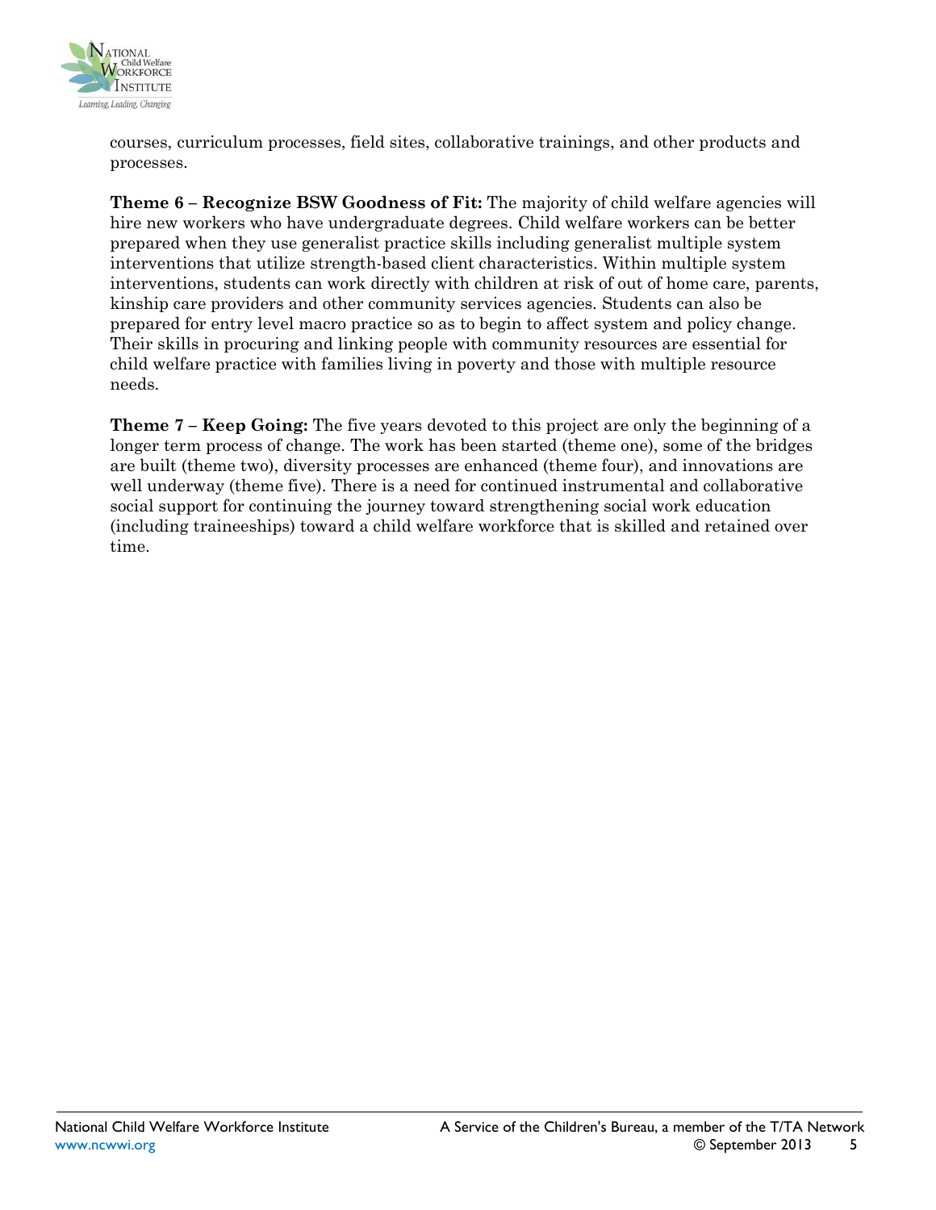courses, curriculum processes, field sites, collaborative trainings, and other products and processes.

**Theme 6 – Recognize BSW Goodness of Fit:** The majority of child welfare agencies will hire new workers who have undergraduate degrees. Child welfare workers can be better prepared when they use generalist practice skills including generalist multiple system interventions that utilize strength-based client characteristics. Within multiple system interventions, students can work directly with children at risk of out of home care, parents, kinship care providers and other community services agencies. Students can also be prepared for entry level macro practice so as to begin to affect system and policy change. Their skills in procuring and linking people with community resources are essential for child welfare practice with families living in poverty and those with multiple resource needs.

**Theme 7 – Keep Going:** The five years devoted to this project are only the beginning of a longer term process of change. The work has been started (theme one), some of the bridges are built (theme two), diversity processes are enhanced (theme four), and innovations are well underway (theme five). There is a need for continued instrumental and collaborative social support for continuing the journey toward strengthening social work education (including traineeships) toward a child welfare workforce that is skilled and retained over time.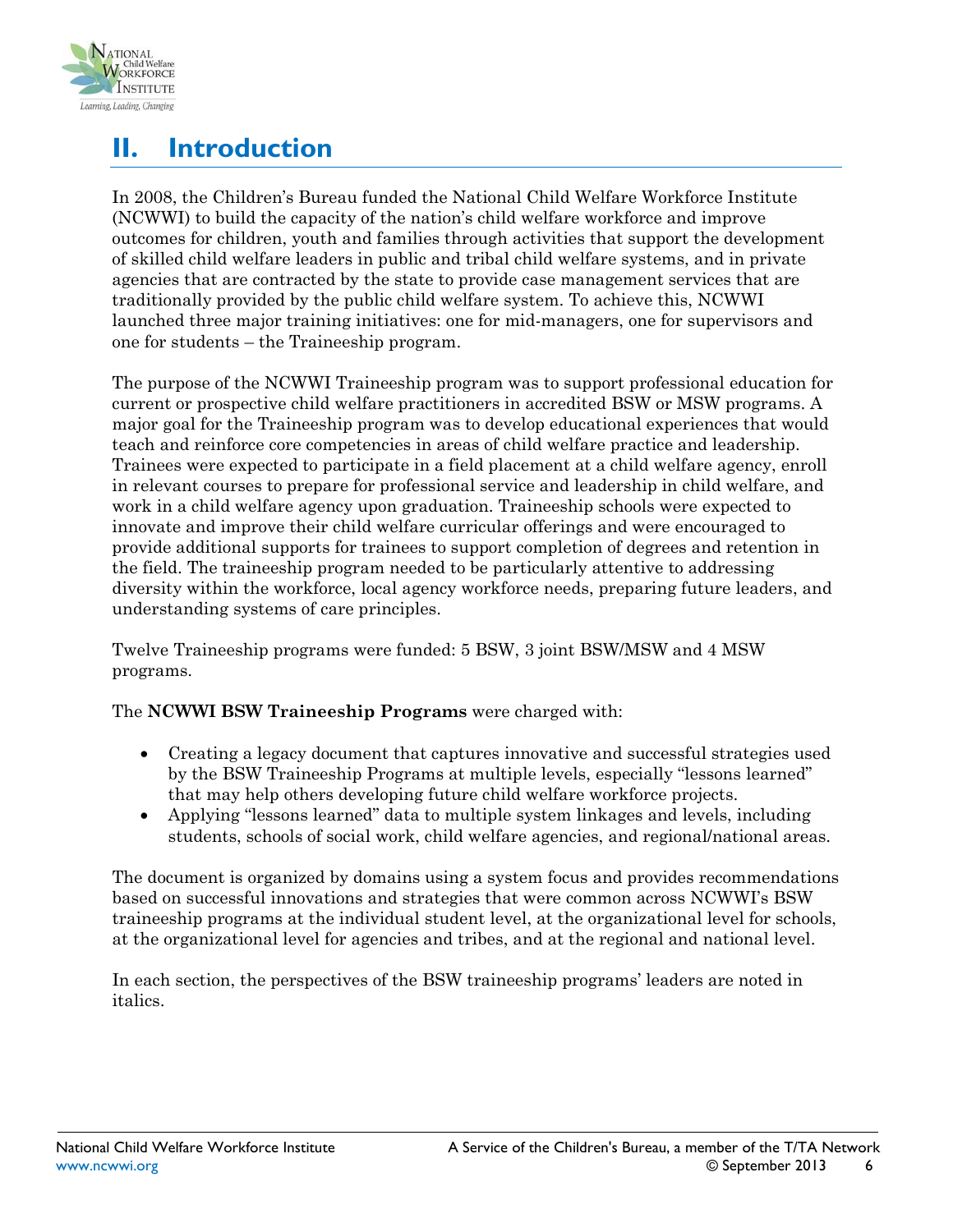# II. Introduction

In 2008, the Children's Bureau funded the National Child Welfare Workforce Institute (NCWWI) to build the capacity of the nation's child welfare workforce and improve outcomes for children, youth and families through activities that support the development of skilled child welfare leaders in public and tribal child welfare systems, and in private agencies that are contracted by the state to provide case management services that are traditionally provided by the public child welfare system. To achieve this, NCWWI launched three major training initiatives: one for mid-managers, one for supervisors and one for students – the Traineeship program.

The purpose of the NCWWI Traineeship program was to support professional education for current or prospective child welfare practitioners in accredited BSW or MSW programs. A major goal for the Traineeship program was to develop educational experiences that would teach and reinforce core competencies in areas of child welfare practice and leadership. Trainees were expected to participate in a field placement at a child welfare agency, enroll in relevant courses to prepare for professional service and leadership in child welfare, and work in a child welfare agency upon graduation. Traineeship schools were expected to innovate and improve their child welfare curricular offerings and were encouraged to provide additional supports for trainees to support completion of degrees and retention in the field. The traineeship program needed to be particularly attentive to addressing diversity within the workforce, local agency workforce needs, preparing future leaders, and understanding systems of care principles.

Twelve Traineeship programs were funded: 5 BSW, 3 joint BSW/MSW and 4 MSW programs.

The **NCWWI BSW Traineeship Programs** were charged with:

- Creating a legacy document that captures innovative and successful strategies used by the BSW Traineeship Programs at multiple levels, especially "lessons learned" that may help others developing future child welfare workforce projects.
- Applying "lessons learned" data to multiple system linkages and levels, including students, schools of social work, child welfare agencies, and regional/national areas.

The document is organized by domains using a system focus and provides recommendations based on successful innovations and strategies that were common across NCWWI's BSW traineeship programs at the individual student level, at the organizational level for schools, at the organizational level for agencies and tribes, and at the regional and national level.

In each section, the perspectives of the BSW traineeship programs' leaders are noted in italics.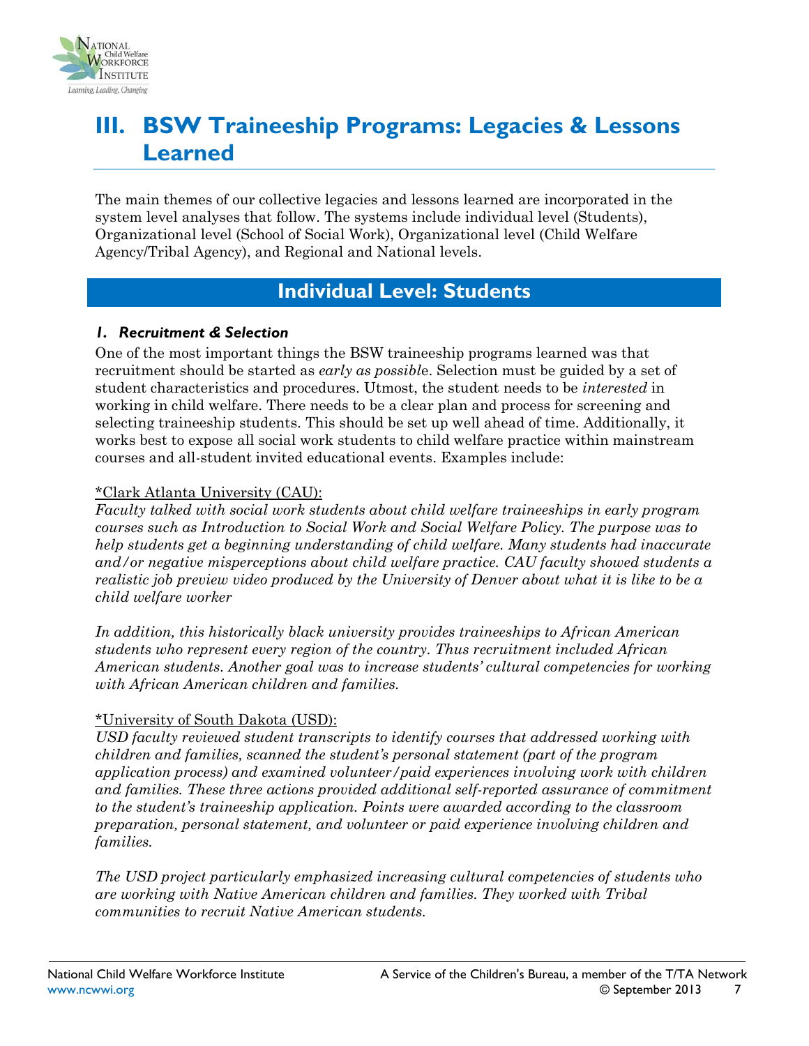# III. BSW Traineeship Programs: Legacies & Lessons Learned

The main themes of our collective legacies and lessons learned are incorporated in the system level analyses that follow. The systems include individual level (Students), Organizational level (School of Social Work), Organizational level (Child Welfare Agency/Tribal Agency), and Regional and National levels.

## Individual Level: Students

### *1. Recruitment & Selection*

One of the most important things the BSW traineeship programs learned was that recruitment should be started as *early as possibl*e. Selection must be guided by a set of student characteristics and procedures. Utmost, the student needs to be *interested* in working in child welfare. There needs to be a clear plan and process for screening and selecting traineeship students. This should be set up well ahead of time. Additionally, it works best to expose all social work students to child welfare practice within mainstream courses and all-student invited educational events. Examples include:

*Clark Atlanta University (CAU):

*Faculty talked with social work students about child welfare traineeships in early program courses such as Introduction to Social Work and Social Welfare Policy. The purpose was to help students get a beginning understanding of child welfare. Many students had inaccurate and/or negative misperceptions about child welfare practice. CAU faculty showed students a realistic job preview video produced by the University of Denver about what it is like to be a child welfare worker*

*In addition, this historically black university provides traineeships to African American students who represent every region of the country. Thus recruitment included African American students. Another goal was to increase students' cultural competencies for working with African American children and families.*

*University of South Dakota (USD):

*USD faculty reviewed student transcripts to identify courses that addressed working with children and families, scanned the student's personal statement (part of the program application process) and examined volunteer/paid experiences involving work with children and families. These three actions provided additional self-reported assurance of commitment to the student's traineeship application. Points were awarded according to the classroom preparation, personal statement, and volunteer or paid experience involving children and families.*

*The USD project particularly emphasized increasing cultural competencies of students who are working with Native American children and families. They worked with Tribal communities to recruit Native American students.*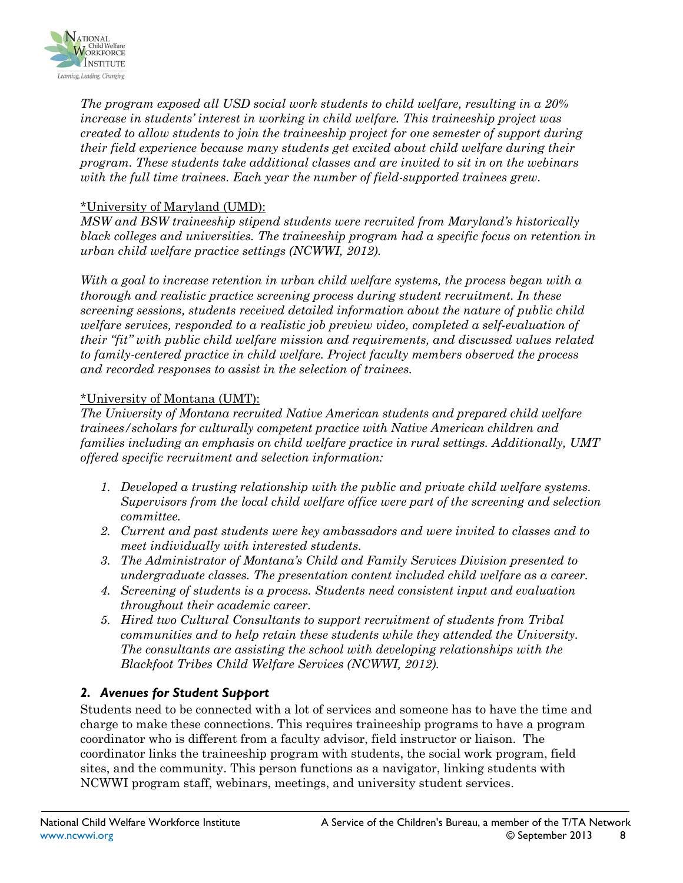*The program exposed all USD social work students to child welfare, resulting in a 20% increase in students' interest in working in child welfare. This traineeship project was created to allow students to join the traineeship project for one semester of support during their field experience because many students get excited about child welfare during their program. These students take additional classes and are invited to sit in on the webinars with the full time trainees. Each year the number of field-supported trainees grew.*

*University of Maryland (UMD):

*MSW and BSW traineeship stipend students were recruited from Maryland's historically black colleges and universities. The traineeship program had a specific focus on retention in urban child welfare practice settings (NCWWI, 2012).*

*With a goal to increase retention in urban child welfare systems, the process began with a thorough and realistic practice screening process during student recruitment. In these screening sessions, students received detailed information about the nature of public child welfare services, responded to a realistic job preview video, completed a self-evaluation of their "fit" with public child welfare mission and requirements, and discussed values related to family-centered practice in child welfare. Project faculty members observed the process and recorded responses to assist in the selection of trainees.*

*University of Montana (UMT):

*The University of Montana recruited Native American students and prepared child welfare trainees/scholars for culturally competent practice with Native American children and families including an emphasis on child welfare practice in rural settings. Additionally, UMT offered specific recruitment and selection information:*

1. *Developed a trusting relationship with the public and private child welfare systems. Supervisors from the local child welfare office were part of the screening and selection committee.*
2. *Current and past students were key ambassadors and were invited to classes and to meet individually with interested students.*
3. *The Administrator of Montana's Child and Family Services Division presented to undergraduate classes. The presentation content included child welfare as a career.*
4. *Screening of students is a process. Students need consistent input and evaluation throughout their academic career.*
5. *Hired two Cultural Consultants to support recruitment of students from Tribal communities and to help retain these students while they attended the University. The consultants are assisting the school with developing relationships with the Blackfoot Tribes Child Welfare Services (NCWWI, 2012).*

### *2. Avenues for Student Support*

Students need to be connected with a lot of services and someone has to have the time and charge to make these connections. This requires traineeship programs to have a program coordinator who is different from a faculty advisor, field instructor or liaison. The coordinator links the traineeship program with students, the social work program, field sites, and the community. This person functions as a navigator, linking students with NCWWI program staff, webinars, meetings, and university student services.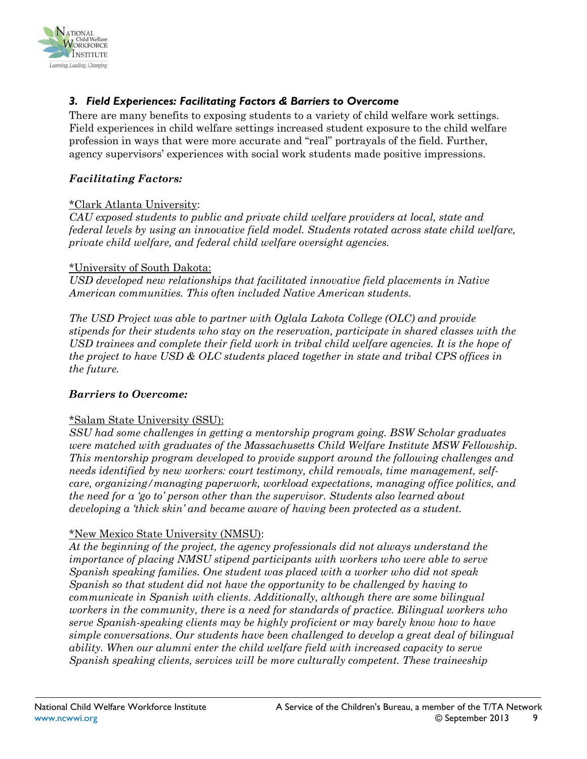### *3. Field Experiences: Facilitating Factors & Barriers to Overcome*

There are many benefits to exposing students to a variety of child welfare work settings. Field experiences in child welfare settings increased student exposure to the child welfare profession in ways that were more accurate and "real" portrayals of the field. Further, agency supervisors' experiences with social work students made positive impressions.

***Facilitating Factors:***

*Clark Atlanta University:

*CAU exposed students to public and private child welfare providers at local, state and federal levels by using an innovative field model. Students rotated across state child welfare, private child welfare, and federal child welfare oversight agencies.*

*University of South Dakota:

*USD developed new relationships that facilitated innovative field placements in Native American communities. This often included Native American students.*

*The USD Project was able to partner with Oglala Lakota College (OLC) and provide stipends for their students who stay on the reservation, participate in shared classes with the USD trainees and complete their field work in tribal child welfare agencies. It is the hope of the project to have USD & OLC students placed together in state and tribal CPS offices in the future.*

***Barriers to Overcome:***

*Salam State University (SSU):

*SSU had some challenges in getting a mentorship program going. BSW Scholar graduates were matched with graduates of the Massachusetts Child Welfare Institute MSW Fellowship. This mentorship program developed to provide support around the following challenges and needs identified by new workers: court testimony, child removals, time management, self-care, organizing/managing paperwork, workload expectations, managing office politics, and the need for a 'go to' person other than the supervisor. Students also learned about developing a 'thick skin' and became aware of having been protected as a student.*

*New Mexico State University (NMSU):

*At the beginning of the project, the agency professionals did not always understand the importance of placing NMSU stipend participants with workers who were able to serve Spanish speaking families. One student was placed with a worker who did not speak Spanish so that student did not have the opportunity to be challenged by having to communicate in Spanish with clients. Additionally, although there are some bilingual workers in the community, there is a need for standards of practice. Bilingual workers who serve Spanish-speaking clients may be highly proficient or may barely know how to have simple conversations. Our students have been challenged to develop a great deal of bilingual ability. When our alumni enter the child welfare field with increased capacity to serve Spanish speaking clients, services will be more culturally competent. These traineeship*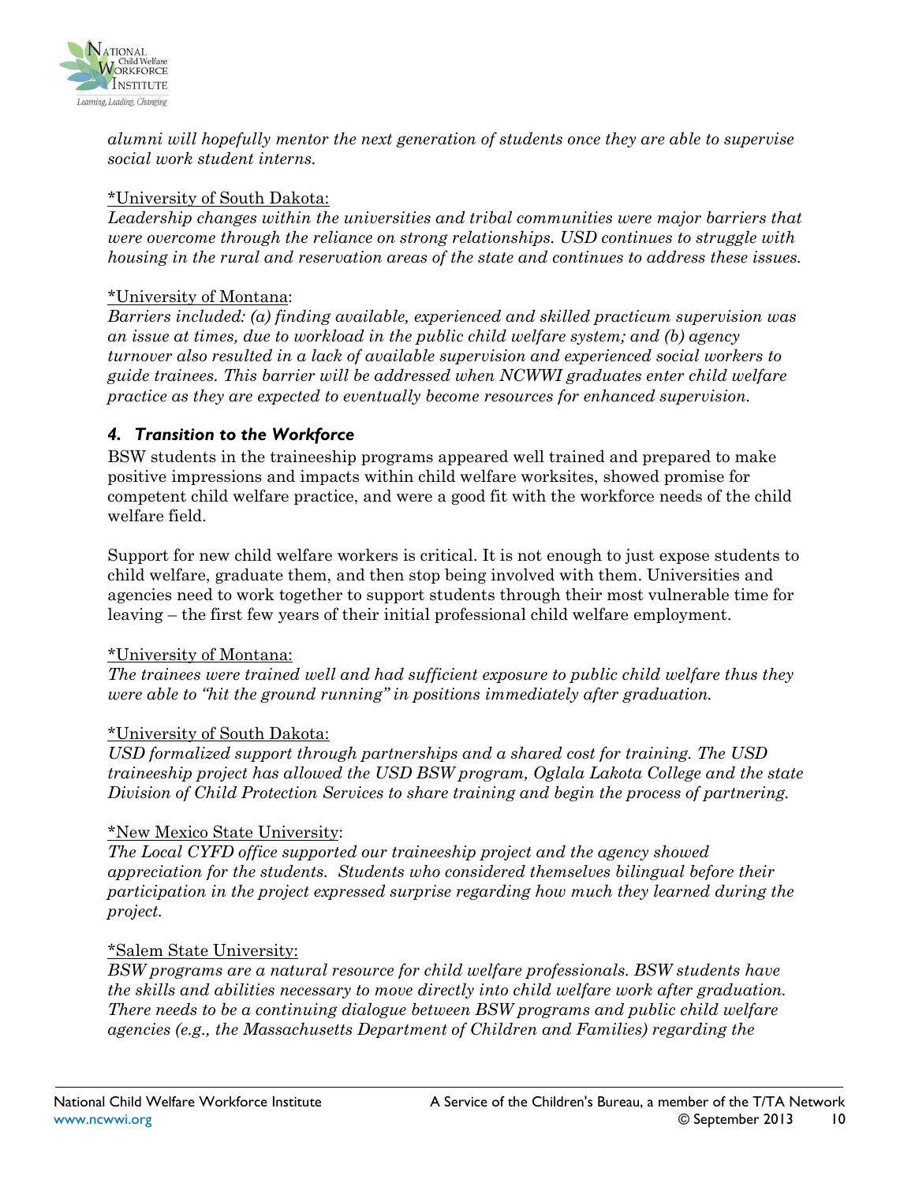*alumni will hopefully mentor the next generation of students once they are able to supervise social work student interns.*

*University of South Dakota:

*Leadership changes within the universities and tribal communities were major barriers that were overcome through the reliance on strong relationships. USD continues to struggle with housing in the rural and reservation areas of the state and continues to address these issues.*

*University of Montana:

*Barriers included: (a) finding available, experienced and skilled practicum supervision was an issue at times, due to workload in the public child welfare system; and (b) agency turnover also resulted in a lack of available supervision and experienced social workers to guide trainees. This barrier will be addressed when NCWWI graduates enter child welfare practice as they are expected to eventually become resources for enhanced supervision.*

### *4. Transition to the Workforce*

BSW students in the traineeship programs appeared well trained and prepared to make positive impressions and impacts within child welfare worksites, showed promise for competent child welfare practice, and were a good fit with the workforce needs of the child welfare field.

Support for new child welfare workers is critical. It is not enough to just expose students to child welfare, graduate them, and then stop being involved with them. Universities and agencies need to work together to support students through their most vulnerable time for leaving – the first few years of their initial professional child welfare employment.

*University of Montana:

*The trainees were trained well and had sufficient exposure to public child welfare thus they were able to "hit the ground running" in positions immediately after graduation.*

*University of South Dakota:

*USD formalized support through partnerships and a shared cost for training. The USD traineeship project has allowed the USD BSW program, Oglala Lakota College and the state Division of Child Protection Services to share training and begin the process of partnering.*

*New Mexico State University:

*The Local CYFD office supported our traineeship project and the agency showed appreciation for the students. Students who considered themselves bilingual before their participation in the project expressed surprise regarding how much they learned during the project.*

*Salem State University:

*BSW programs are a natural resource for child welfare professionals. BSW students have the skills and abilities necessary to move directly into child welfare work after graduation. There needs to be a continuing dialogue between BSW programs and public child welfare agencies (e.g., the Massachusetts Department of Children and Families) regarding the*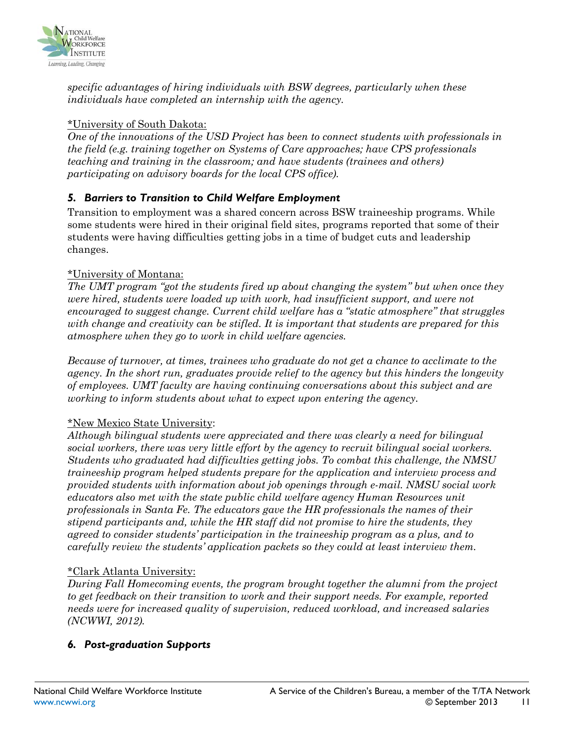*specific advantages of hiring individuals with BSW degrees, particularly when these individuals have completed an internship with the agency.*

*University of South Dakota:

*One of the innovations of the USD Project has been to connect students with professionals in the field (e.g. training together on Systems of Care approaches; have CPS professionals teaching and training in the classroom; and have students (trainees and others) participating on advisory boards for the local CPS office).*

### *5. Barriers to Transition to Child Welfare Employment*

Transition to employment was a shared concern across BSW traineeship programs. While some students were hired in their original field sites, programs reported that some of their students were having difficulties getting jobs in a time of budget cuts and leadership changes.

*University of Montana:

*The UMT program "got the students fired up about changing the system" but when once they were hired, students were loaded up with work, had insufficient support, and were not encouraged to suggest change. Current child welfare has a "static atmosphere" that struggles with change and creativity can be stifled. It is important that students are prepared for this atmosphere when they go to work in child welfare agencies.*

*Because of turnover, at times, trainees who graduate do not get a chance to acclimate to the agency. In the short run, graduates provide relief to the agency but this hinders the longevity of employees. UMT faculty are having continuing conversations about this subject and are working to inform students about what to expect upon entering the agency.*

*New Mexico State University:

*Although bilingual students were appreciated and there was clearly a need for bilingual social workers, there was very little effort by the agency to recruit bilingual social workers. Students who graduated had difficulties getting jobs. To combat this challenge, the NMSU traineeship program helped students prepare for the application and interview process and provided students with information about job openings through e-mail. NMSU social work educators also met with the state public child welfare agency Human Resources unit professionals in Santa Fe. The educators gave the HR professionals the names of their stipend participants and, while the HR staff did not promise to hire the students, they agreed to consider students' participation in the traineeship program as a plus, and to carefully review the students' application packets so they could at least interview them.*

*Clark Atlanta University:

*During Fall Homecoming events, the program brought together the alumni from the project to get feedback on their transition to work and their support needs. For example, reported needs were for increased quality of supervision, reduced workload, and increased salaries (NCWWI, 2012).*

### *6. Post-graduation Supports*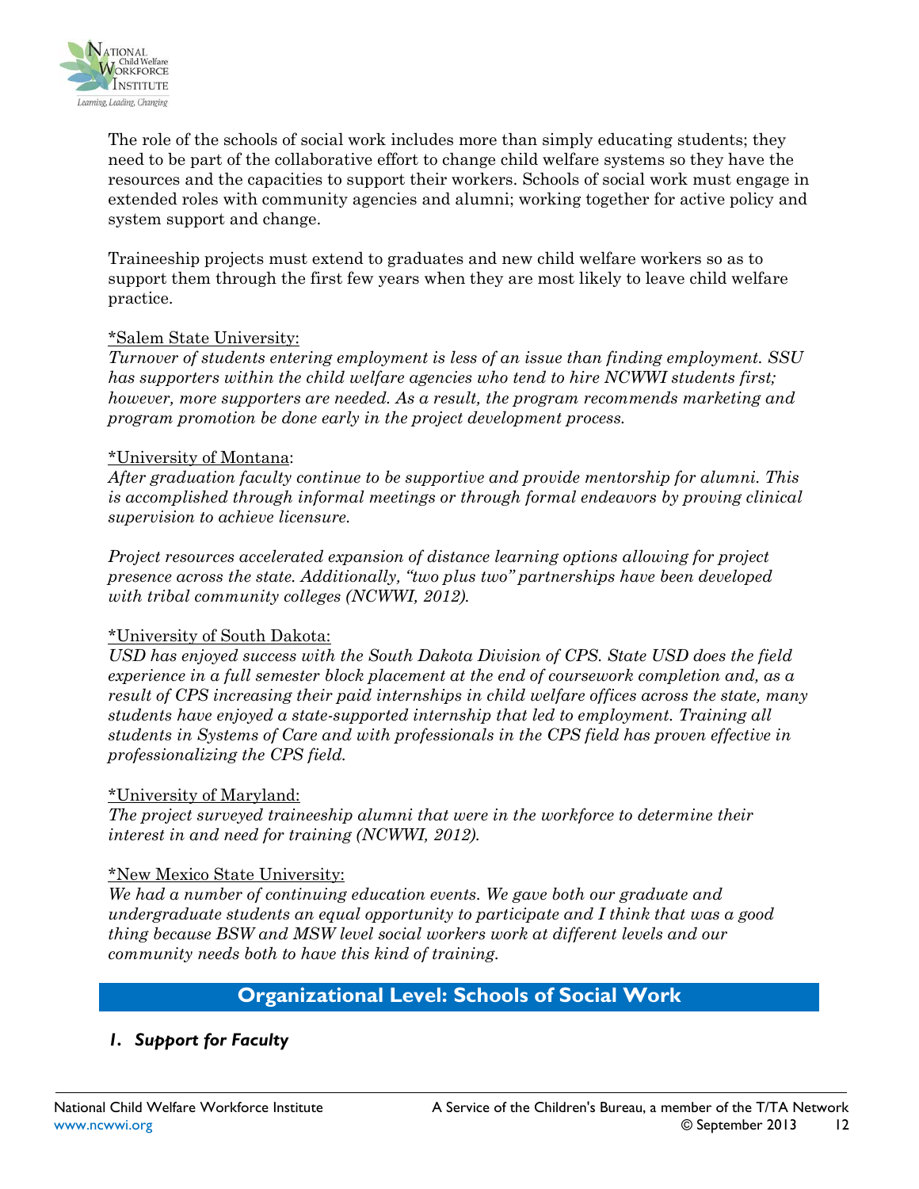The role of the schools of social work includes more than simply educating students; they need to be part of the collaborative effort to change child welfare systems so they have the resources and the capacities to support their workers. Schools of social work must engage in extended roles with community agencies and alumni; working together for active policy and system support and change.

Traineeship projects must extend to graduates and new child welfare workers so as to support them through the first few years when they are most likely to leave child welfare practice.

<u>*Salem State University:</u>
*Turnover of students entering employment is less of an issue than finding employment. SSU has supporters within the child welfare agencies who tend to hire NCWWI students first; however, more supporters are needed. As a result, the program recommends marketing and program promotion be done early in the project development process.*

<u>*University of Montana</u>:
*After graduation faculty continue to be supportive and provide mentorship for alumni. This is accomplished through informal meetings or through formal endeavors by proving clinical supervision to achieve licensure.*

*Project resources accelerated expansion of distance learning options allowing for project presence across the state. Additionally, "two plus two" partnerships have been developed with tribal community colleges (NCWWI, 2012).*

<u>*University of South Dakota:</u>
*USD has enjoyed success with the South Dakota Division of CPS. State USD does the field experience in a full semester block placement at the end of coursework completion and, as a result of CPS increasing their paid internships in child welfare offices across the state, many students have enjoyed a state-supported internship that led to employment. Training all students in Systems of Care and with professionals in the CPS field has proven effective in professionalizing the CPS field.*

<u>*University of Maryland:</u>
*The project surveyed traineeship alumni that were in the workforce to determine their interest in and need for training (NCWWI, 2012).*

<u>*New Mexico State University:</u>
*We had a number of continuing education events. We gave both our graduate and undergraduate students an equal opportunity to participate and I think that was a good thing because BSW and MSW level social workers work at different levels and our community needs both to have this kind of training.*

## Organizational Level: Schools of Social Work

### *1. Support for Faculty*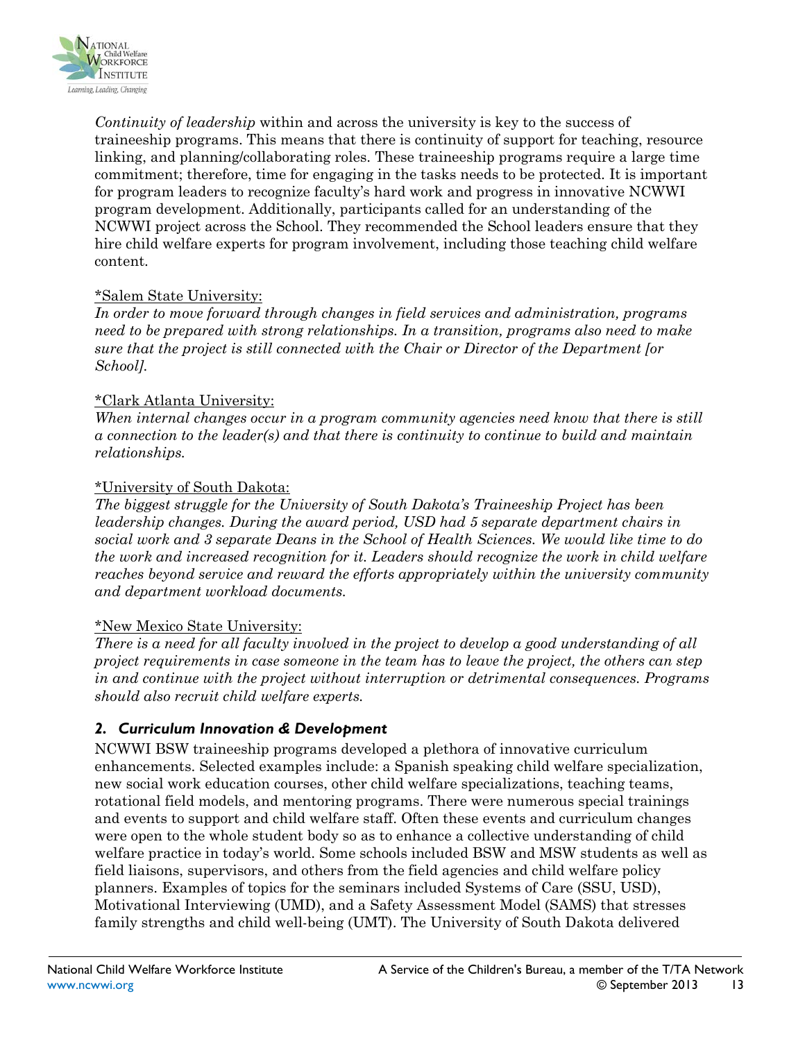*Continuity of leadership* within and across the university is key to the success of traineeship programs. This means that there is continuity of support for teaching, resource linking, and planning/collaborating roles. These traineeship programs require a large time commitment; therefore, time for engaging in the tasks needs to be protected. It is important for program leaders to recognize faculty's hard work and progress in innovative NCWWI program development. Additionally, participants called for an understanding of the NCWWI project across the School. They recommended the School leaders ensure that they hire child welfare experts for program involvement, including those teaching child welfare content.

<u>*Salem State University:</u>
*In order to move forward through changes in field services and administration, programs need to be prepared with strong relationships. In a transition, programs also need to make sure that the project is still connected with the Chair or Director of the Department [or School].*

<u>*Clark Atlanta University:</u>
*When internal changes occur in a program community agencies need know that there is still a connection to the leader(s) and that there is continuity to continue to build and maintain relationships.*

<u>*University of South Dakota:</u>
*The biggest struggle for the University of South Dakota's Traineeship Project has been leadership changes. During the award period, USD had 5 separate department chairs in social work and 3 separate Deans in the School of Health Sciences. We would like time to do the work and increased recognition for it. Leaders should recognize the work in child welfare reaches beyond service and reward the efforts appropriately within the university community and department workload documents.*

<u>*New Mexico State University:</u>
*There is a need for all faculty involved in the project to develop a good understanding of all project requirements in case someone in the team has to leave the project, the others can step in and continue with the project without interruption or detrimental consequences. Programs should also recruit child welfare experts.*

### 2. *Curriculum Innovation & Development*

NCWWI BSW traineeship programs developed a plethora of innovative curriculum enhancements. Selected examples include: a Spanish speaking child welfare specialization, new social work education courses, other child welfare specializations, teaching teams, rotational field models, and mentoring programs. There were numerous special trainings and events to support and child welfare staff. Often these events and curriculum changes were open to the whole student body so as to enhance a collective understanding of child welfare practice in today's world. Some schools included BSW and MSW students as well as field liaisons, supervisors, and others from the field agencies and child welfare policy planners. Examples of topics for the seminars included Systems of Care (SSU, USD), Motivational Interviewing (UMD), and a Safety Assessment Model (SAMS) that stresses family strengths and child well-being (UMT). The University of South Dakota delivered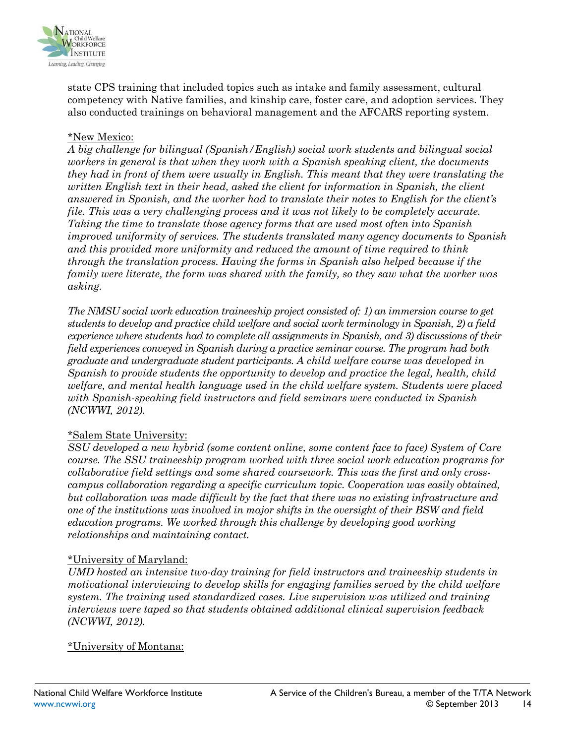state CPS training that included topics such as intake and family assessment, cultural competency with Native families, and kinship care, foster care, and adoption services. They also conducted trainings on behavioral management and the AFCARS reporting system.

<u>*New Mexico:</u>

*A big challenge for bilingual (Spanish/English) social work students and bilingual social workers in general is that when they work with a Spanish speaking client, the documents they had in front of them were usually in English. This meant that they were translating the written English text in their head, asked the client for information in Spanish, the client answered in Spanish, and the worker had to translate their notes to English for the client's file. This was a very challenging process and it was not likely to be completely accurate. Taking the time to translate those agency forms that are used most often into Spanish improved uniformity of services. The students translated many agency documents to Spanish and this provided more uniformity and reduced the amount of time required to think through the translation process. Having the forms in Spanish also helped because if the family were literate, the form was shared with the family, so they saw what the worker was asking.*

*The NMSU social work education traineeship project consisted of: 1) an immersion course to get students to develop and practice child welfare and social work terminology in Spanish, 2) a field experience where students had to complete all assignments in Spanish, and 3) discussions of their field experiences conveyed in Spanish during a practice seminar course. The program had both graduate and undergraduate student participants. A child welfare course was developed in Spanish to provide students the opportunity to develop and practice the legal, health, child welfare, and mental health language used in the child welfare system. Students were placed with Spanish-speaking field instructors and field seminars were conducted in Spanish (NCWWI, 2012).*

<u>*Salem State University:</u>

*SSU developed a new hybrid (some content online, some content face to face) System of Care course. The SSU traineeship program worked with three social work education programs for collaborative field settings and some shared coursework. This was the first and only cross-campus collaboration regarding a specific curriculum topic. Cooperation was easily obtained, but collaboration was made difficult by the fact that there was no existing infrastructure and one of the institutions was involved in major shifts in the oversight of their BSW and field education programs. We worked through this challenge by developing good working relationships and maintaining contact.*

<u>*University of Maryland:</u>

*UMD hosted an intensive two-day training for field instructors and traineeship students in motivational interviewing to develop skills for engaging families served by the child welfare system. The training used standardized cases. Live supervision was utilized and training interviews were taped so that students obtained additional clinical supervision feedback (NCWWI, 2012).*

<u>*University of Montana:</u>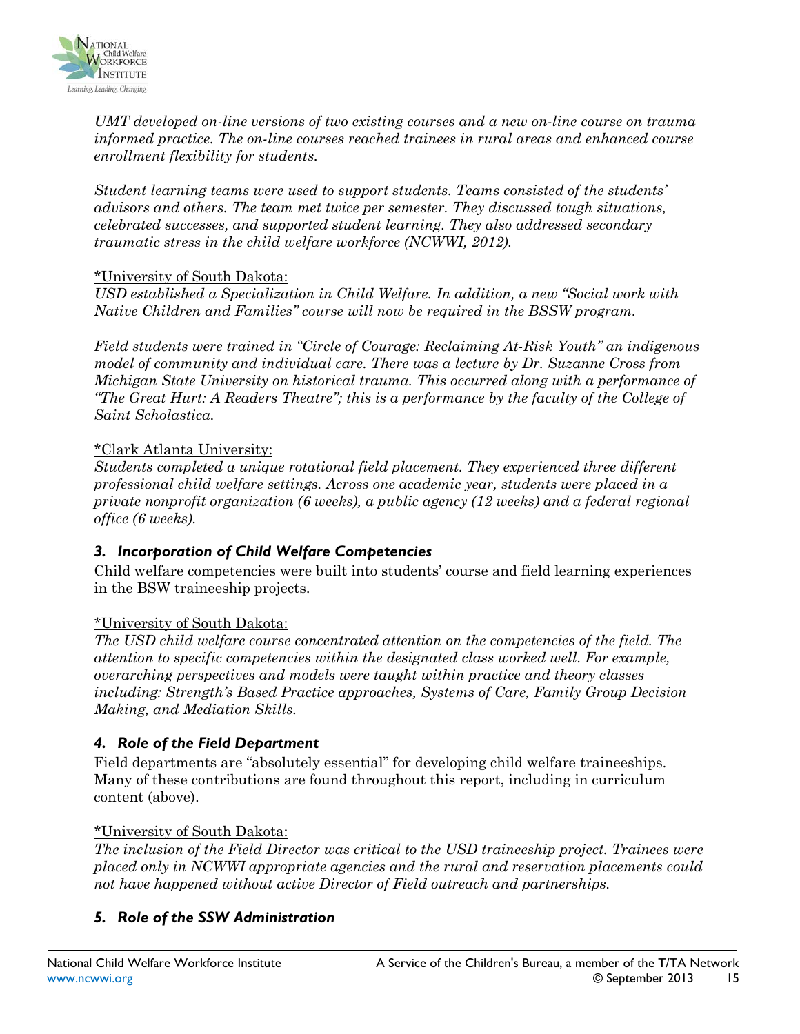*UMT developed on-line versions of two existing courses and a new on-line course on trauma informed practice. The on-line courses reached trainees in rural areas and enhanced course enrollment flexibility for students.*

*Student learning teams were used to support students. Teams consisted of the students' advisors and others. The team met twice per semester. They discussed tough situations, celebrated successes, and supported student learning. They also addressed secondary traumatic stress in the child welfare workforce (NCWWI, 2012).*

*University of South Dakota:

*USD established a Specialization in Child Welfare. In addition, a new "Social work with Native Children and Families" course will now be required in the BSSW program.*

*Field students were trained in "Circle of Courage: Reclaiming At-Risk Youth" an indigenous model of community and individual care. There was a lecture by Dr. Suzanne Cross from Michigan State University on historical trauma. This occurred along with a performance of "The Great Hurt: A Readers Theatre"; this is a performance by the faculty of the College of Saint Scholastica.*

*Clark Atlanta University:

*Students completed a unique rotational field placement. They experienced three different professional child welfare settings. Across one academic year, students were placed in a private nonprofit organization (6 weeks), a public agency (12 weeks) and a federal regional office (6 weeks).*

### *3. Incorporation of Child Welfare Competencies*

Child welfare competencies were built into students' course and field learning experiences in the BSW traineeship projects.

*University of South Dakota:

*The USD child welfare course concentrated attention on the competencies of the field. The attention to specific competencies within the designated class worked well. For example, overarching perspectives and models were taught within practice and theory classes including: Strength's Based Practice approaches, Systems of Care, Family Group Decision Making, and Mediation Skills.*

### *4. Role of the Field Department*

Field departments are "absolutely essential" for developing child welfare traineeships. Many of these contributions are found throughout this report, including in curriculum content (above).

*University of South Dakota:

*The inclusion of the Field Director was critical to the USD traineeship project. Trainees were placed only in NCWWI appropriate agencies and the rural and reservation placements could not have happened without active Director of Field outreach and partnerships.*

### *5. Role of the SSW Administration*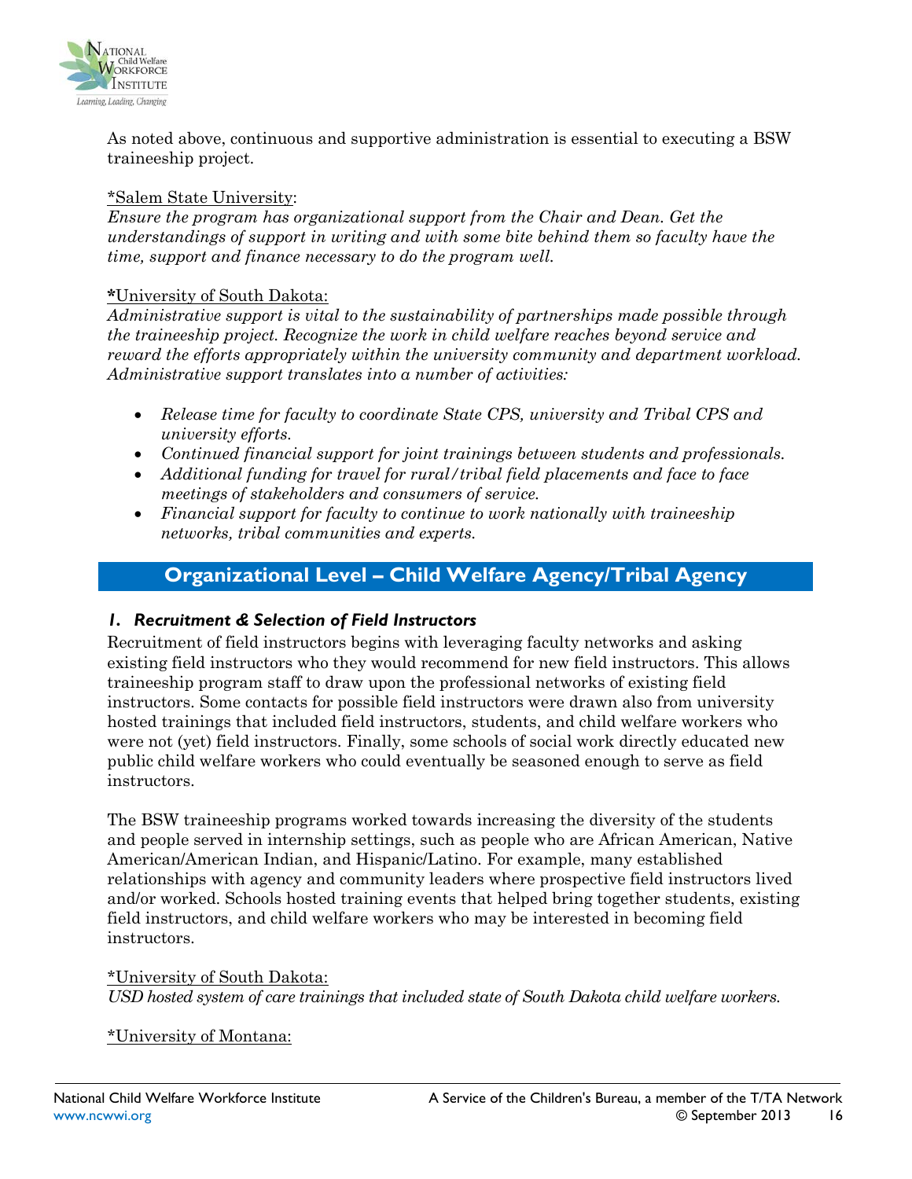As noted above, continuous and supportive administration is essential to executing a BSW traineeship project.

*Salem State University:
*Ensure the program has organizational support from the Chair and Dean. Get the understandings of support in writing and with some bite behind them so faculty have the time, support and finance necessary to do the program well.*

**\***University of South Dakota:
*Administrative support is vital to the sustainability of partnerships made possible through the traineeship project. Recognize the work in child welfare reaches beyond service and reward the efforts appropriately within the university community and department workload. Administrative support translates into a number of activities:*

- *Release time for faculty to coordinate State CPS, university and Tribal CPS and university efforts.*
- *Continued financial support for joint trainings between students and professionals.*
- *Additional funding for travel for rural/tribal field placements and face to face meetings of stakeholders and consumers of service.*
- *Financial support for faculty to continue to work nationally with traineeship networks, tribal communities and experts.*

## Organizational Level – Child Welfare Agency/Tribal Agency

### *1. Recruitment & Selection of Field Instructors*

Recruitment of field instructors begins with leveraging faculty networks and asking existing field instructors who they would recommend for new field instructors. This allows traineeship program staff to draw upon the professional networks of existing field instructors. Some contacts for possible field instructors were drawn also from university hosted trainings that included field instructors, students, and child welfare workers who were not (yet) field instructors. Finally, some schools of social work directly educated new public child welfare workers who could eventually be seasoned enough to serve as field instructors.

The BSW traineeship programs worked towards increasing the diversity of the students and people served in internship settings, such as people who are African American, Native American/American Indian, and Hispanic/Latino. For example, many established relationships with agency and community leaders where prospective field instructors lived and/or worked. Schools hosted training events that helped bring together students, existing field instructors, and child welfare workers who may be interested in becoming field instructors.

*University of South Dakota:
*USD hosted system of care trainings that included state of South Dakota child welfare workers.*

*University of Montana: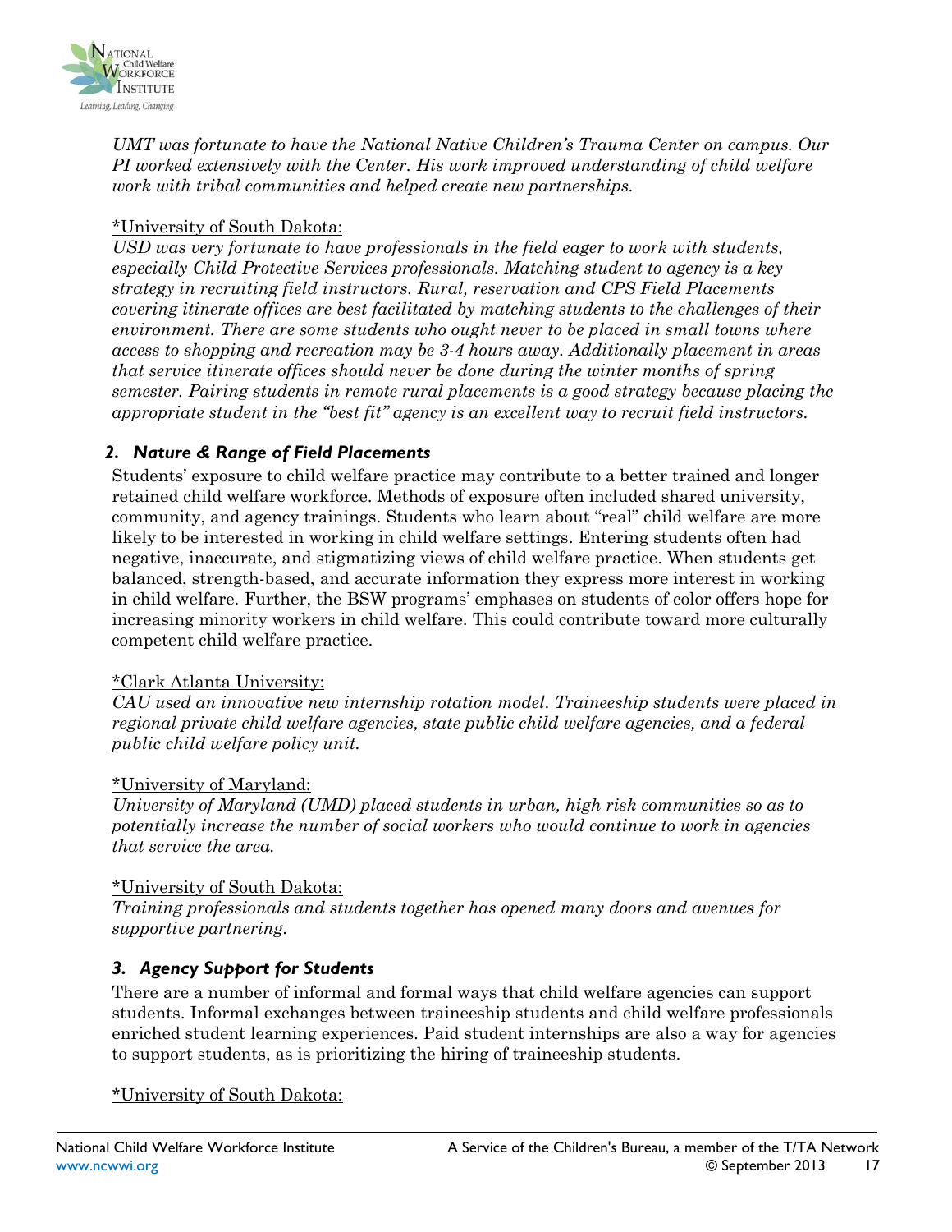*UMT was fortunate to have the National Native Children's Trauma Center on campus. Our PI worked extensively with the Center. His work improved understanding of child welfare work with tribal communities and helped create new partnerships.*

*University of South Dakota:

*USD was very fortunate to have professionals in the field eager to work with students, especially Child Protective Services professionals. Matching student to agency is a key strategy in recruiting field instructors. Rural, reservation and CPS Field Placements covering itinerate offices are best facilitated by matching students to the challenges of their environment. There are some students who ought never to be placed in small towns where access to shopping and recreation may be 3-4 hours away. Additionally placement in areas that service itinerate offices should never be done during the winter months of spring semester. Pairing students in remote rural placements is a good strategy because placing the appropriate student in the "best fit" agency is an excellent way to recruit field instructors.*

### *2. Nature & Range of Field Placements*

Students' exposure to child welfare practice may contribute to a better trained and longer retained child welfare workforce. Methods of exposure often included shared university, community, and agency trainings. Students who learn about "real" child welfare are more likely to be interested in working in child welfare settings. Entering students often had negative, inaccurate, and stigmatizing views of child welfare practice. When students get balanced, strength-based, and accurate information they express more interest in working in child welfare. Further, the BSW programs' emphases on students of color offers hope for increasing minority workers in child welfare. This could contribute toward more culturally competent child welfare practice.

*Clark Atlanta University:

*CAU used an innovative new internship rotation model. Traineeship students were placed in regional private child welfare agencies, state public child welfare agencies, and a federal public child welfare policy unit.*

*University of Maryland:

*University of Maryland (UMD) placed students in urban, high risk communities so as to potentially increase the number of social workers who would continue to work in agencies that service the area.*

*University of South Dakota:

*Training professionals and students together has opened many doors and avenues for supportive partnering.*

### *3. Agency Support for Students*

There are a number of informal and formal ways that child welfare agencies can support students. Informal exchanges between traineeship students and child welfare professionals enriched student learning experiences. Paid student internships are also a way for agencies to support students, as is prioritizing the hiring of traineeship students.

*University of South Dakota: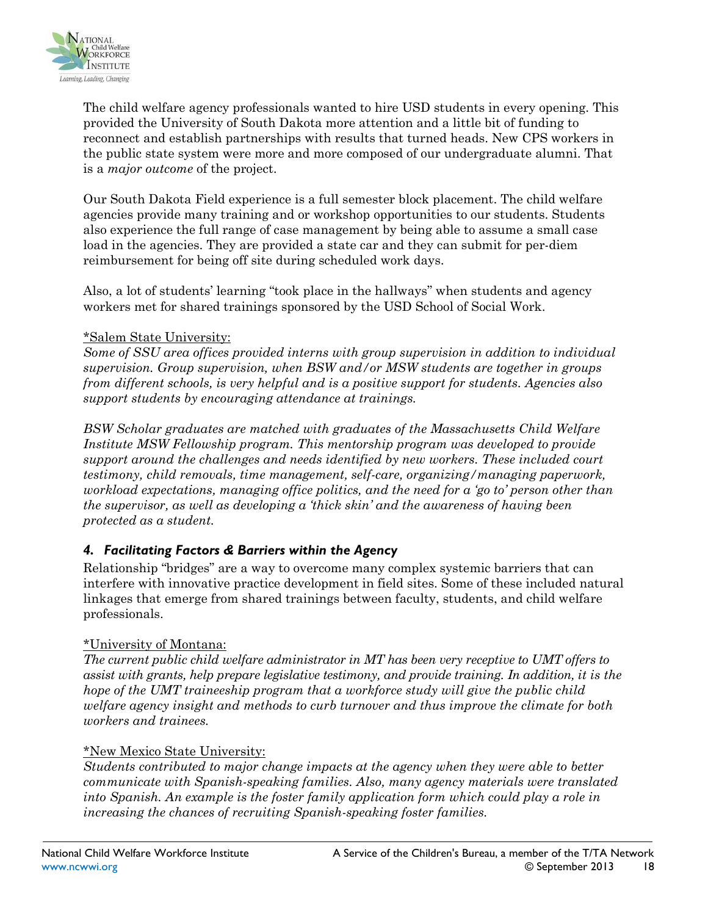The child welfare agency professionals wanted to hire USD students in every opening. This provided the University of South Dakota more attention and a little bit of funding to reconnect and establish partnerships with results that turned heads. New CPS workers in the public state system were more and more composed of our undergraduate alumni. That is a *major outcome* of the project.

Our South Dakota Field experience is a full semester block placement. The child welfare agencies provide many training and or workshop opportunities to our students. Students also experience the full range of case management by being able to assume a small case load in the agencies. They are provided a state car and they can submit for per-diem reimbursement for being off site during scheduled work days.

Also, a lot of students' learning "took place in the hallways" when students and agency workers met for shared trainings sponsored by the USD School of Social Work.

<u>*Salem State University:</u>

*Some of SSU area offices provided interns with group supervision in addition to individual supervision. Group supervision, when BSW and/or MSW students are together in groups from different schools, is very helpful and is a positive support for students. Agencies also support students by encouraging attendance at trainings.*

*BSW Scholar graduates are matched with graduates of the Massachusetts Child Welfare Institute MSW Fellowship program. This mentorship program was developed to provide support around the challenges and needs identified by new workers. These included court testimony, child removals, time management, self-care, organizing/managing paperwork, workload expectations, managing office politics, and the need for a 'go to' person other than the supervisor, as well as developing a 'thick skin' and the awareness of having been protected as a student.*

### *4. Facilitating Factors & Barriers within the Agency*

Relationship "bridges" are a way to overcome many complex systemic barriers that can interfere with innovative practice development in field sites. Some of these included natural linkages that emerge from shared trainings between faculty, students, and child welfare professionals.

<u>*University of Montana:</u>

*The current public child welfare administrator in MT has been very receptive to UMT offers to assist with grants, help prepare legislative testimony, and provide training. In addition, it is the hope of the UMT traineeship program that a workforce study will give the public child welfare agency insight and methods to curb turnover and thus improve the climate for both workers and trainees.*

<u>*New Mexico State University:</u>

*Students contributed to major change impacts at the agency when they were able to better communicate with Spanish-speaking families. Also, many agency materials were translated into Spanish. An example is the foster family application form which could play a role in increasing the chances of recruiting Spanish-speaking foster families.*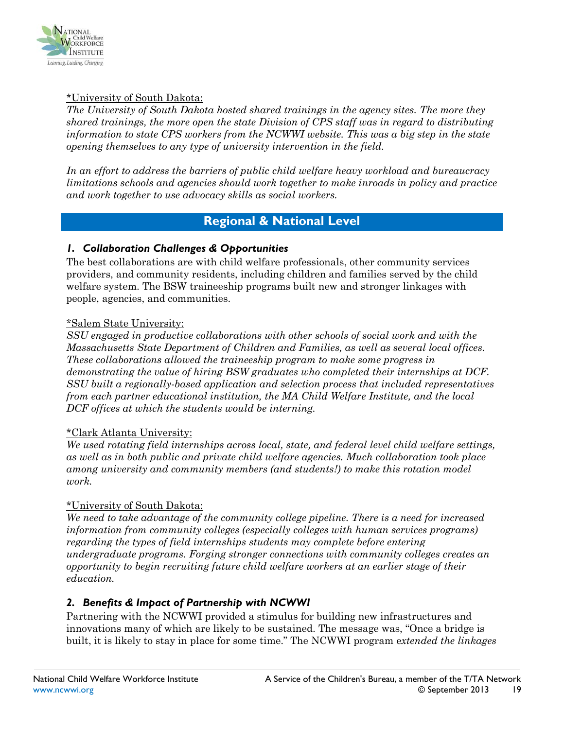\*University of South Dakota:

*The University of South Dakota hosted shared trainings in the agency sites. The more they shared trainings, the more open the state Division of CPS staff was in regard to distributing information to state CPS workers from the NCWWI website. This was a big step in the state opening themselves to any type of university intervention in the field.*

*In an effort to address the barriers of public child welfare heavy workload and bureaucracy limitations schools and agencies should work together to make inroads in policy and practice and work together to use advocacy skills as social workers.*

## Regional & National Level

### *1. Collaboration Challenges & Opportunities*

The best collaborations are with child welfare professionals, other community services providers, and community residents, including children and families served by the child welfare system. The BSW traineeship programs built new and stronger linkages with people, agencies, and communities.

\*Salem State University:

*SSU engaged in productive collaborations with other schools of social work and with the Massachusetts State Department of Children and Families, as well as several local offices. These collaborations allowed the traineeship program to make some progress in demonstrating the value of hiring BSW graduates who completed their internships at DCF. SSU built a regionally-based application and selection process that included representatives from each partner educational institution, the MA Child Welfare Institute, and the local DCF offices at which the students would be interning.*

\*Clark Atlanta University:

*We used rotating field internships across local, state, and federal level child welfare settings, as well as in both public and private child welfare agencies. Much collaboration took place among university and community members (and students!) to make this rotation model work.*

\*University of South Dakota:

*We need to take advantage of the community college pipeline. There is a need for increased information from community colleges (especially colleges with human services programs) regarding the types of field internships students may complete before entering undergraduate programs. Forging stronger connections with community colleges creates an opportunity to begin recruiting future child welfare workers at an earlier stage of their education.*

### *2. Benefits & Impact of Partnership with NCWWI*

Partnering with the NCWWI provided a stimulus for building new infrastructures and innovations many of which are likely to be sustained. The message was, "Once a bridge is built, it is likely to stay in place for some time." The NCWWI program e*xtended the linkages*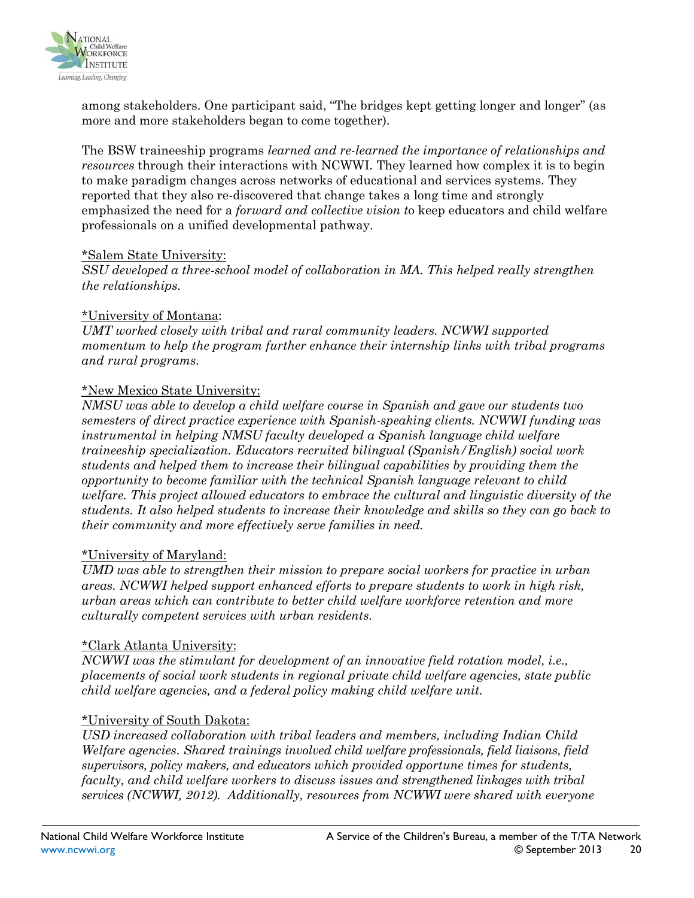among stakeholders. One participant said, "The bridges kept getting longer and longer" (as more and more stakeholders began to come together).

The BSW traineeship programs *learned and re-learned the importance of relationships and resources* through their interactions with NCWWI. They learned how complex it is to begin to make paradigm changes across networks of educational and services systems. They reported that they also re-discovered that change takes a long time and strongly emphasized the need for a *forward and collective vision t*o keep educators and child welfare professionals on a unified developmental pathway.

<u>*Salem State University:</u>
*SSU developed a three-school model of collaboration in MA. This helped really strengthen the relationships.*

<u>*University of Montana</u>:
*UMT worked closely with tribal and rural community leaders. NCWWI supported momentum to help the program further enhance their internship links with tribal programs and rural programs.*

<u>*New Mexico State University:</u>
*NMSU was able to develop a child welfare course in Spanish and gave our students two semesters of direct practice experience with Spanish-speaking clients. NCWWI funding was instrumental in helping NMSU faculty developed a Spanish language child welfare traineeship specialization. Educators recruited bilingual (Spanish/English) social work students and helped them to increase their bilingual capabilities by providing them the opportunity to become familiar with the technical Spanish language relevant to child welfare. This project allowed educators to embrace the cultural and linguistic diversity of the students. It also helped students to increase their knowledge and skills so they can go back to their community and more effectively serve families in need.*

<u>*University of Maryland:</u>
*UMD was able to strengthen their mission to prepare social workers for practice in urban areas. NCWWI helped support enhanced efforts to prepare students to work in high risk, urban areas which can contribute to better child welfare workforce retention and more culturally competent services with urban residents.*

<u>*Clark Atlanta University:</u>
*NCWWI was the stimulant for development of an innovative field rotation model, i.e., placements of social work students in regional private child welfare agencies, state public child welfare agencies, and a federal policy making child welfare unit.*

<u>*University of South Dakota:</u>
*USD increased collaboration with tribal leaders and members, including Indian Child Welfare agencies. Shared trainings involved child welfare professionals, field liaisons, field supervisors, policy makers, and educators which provided opportune times for students, faculty, and child welfare workers to discuss issues and strengthened linkages with tribal services (NCWWI, 2012). Additionally, resources from NCWWI were shared with everyone*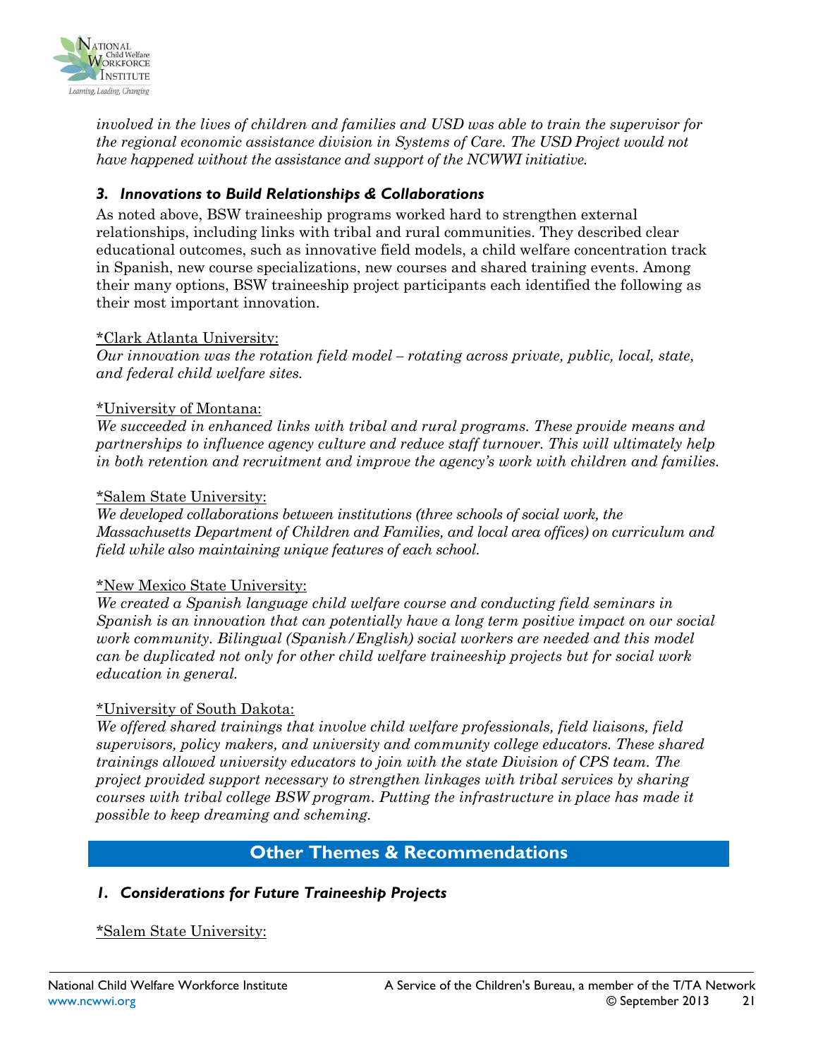*involved in the lives of children and families and USD was able to train the supervisor for the regional economic assistance division in Systems of Care. The USD Project would not have happened without the assistance and support of the NCWWI initiative.*

### *3. Innovations to Build Relationships & Collaborations*

As noted above, BSW traineeship programs worked hard to strengthen external relationships, including links with tribal and rural communities. They described clear educational outcomes, such as innovative field models, a child welfare concentration track in Spanish, new course specializations, new courses and shared training events. Among their many options, BSW traineeship project participants each identified the following as their most important innovation.

<u>*Clark Atlanta University:</u>
*Our innovation was the rotation field model – rotating across private, public, local, state, and federal child welfare sites.*

<u>*University of Montana:</u>
*We succeeded in enhanced links with tribal and rural programs. These provide means and partnerships to influence agency culture and reduce staff turnover. This will ultimately help in both retention and recruitment and improve the agency's work with children and families.*

<u>*Salem State University:</u>
*We developed collaborations between institutions (three schools of social work, the Massachusetts Department of Children and Families, and local area offices) on curriculum and field while also maintaining unique features of each school.*

<u>*New Mexico State University:</u>
*We created a Spanish language child welfare course and conducting field seminars in Spanish is an innovation that can potentially have a long term positive impact on our social work community. Bilingual (Spanish/English) social workers are needed and this model can be duplicated not only for other child welfare traineeship projects but for social work education in general.*

<u>*University of South Dakota:</u>
*We offered shared trainings that involve child welfare professionals, field liaisons, field supervisors, policy makers, and university and community college educators. These shared trainings allowed university educators to join with the state Division of CPS team. The project provided support necessary to strengthen linkages with tribal services by sharing courses with tribal college BSW program. Putting the infrastructure in place has made it possible to keep dreaming and scheming.*

## Other Themes & Recommendations

### *1. Considerations for Future Traineeship Projects*

<u>*Salem State University:</u>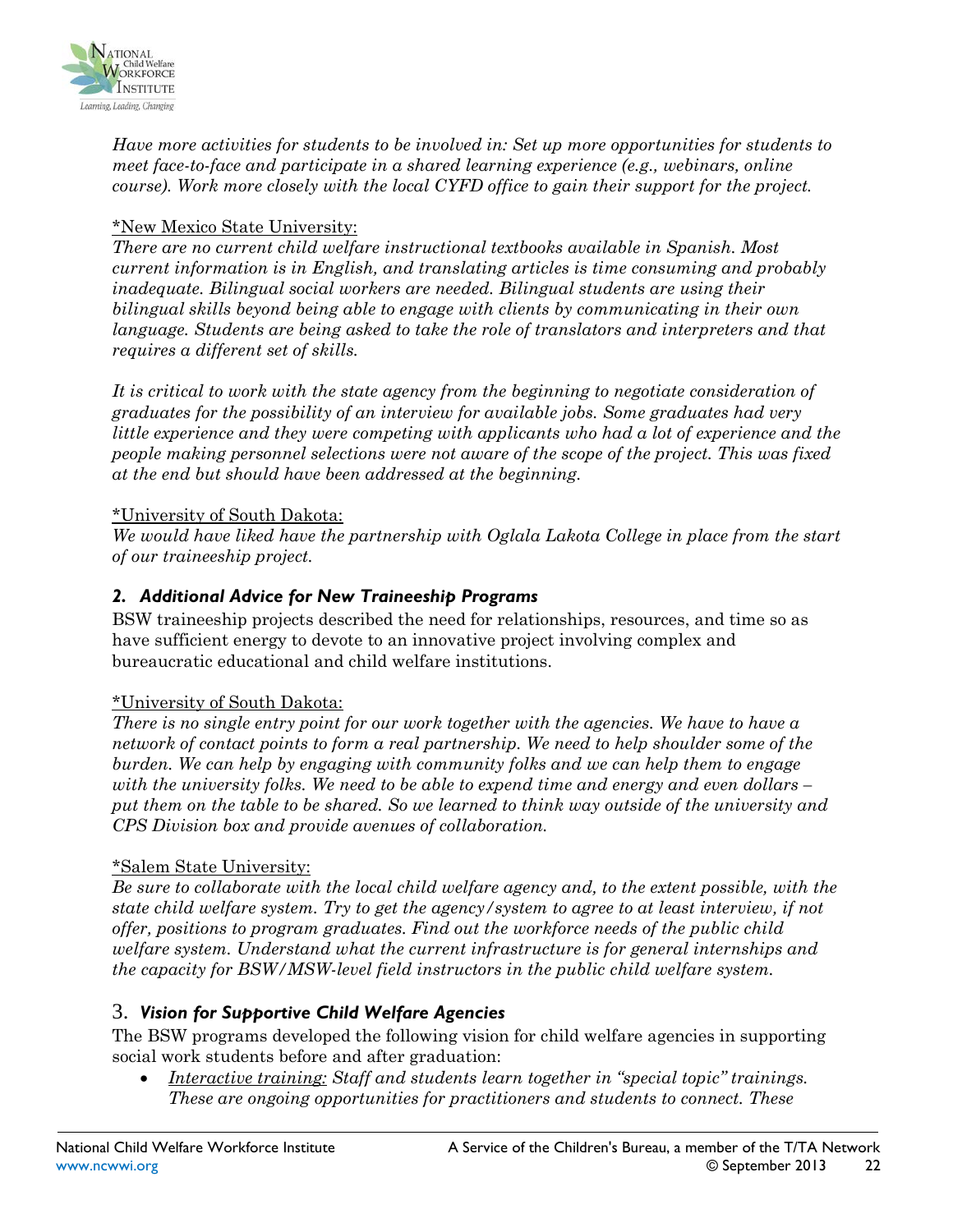*Have more activities for students to be involved in: Set up more opportunities for students to meet face-to-face and participate in a shared learning experience (e.g., webinars, online course). Work more closely with the local CYFD office to gain their support for the project.*

*New Mexico State University:

*There are no current child welfare instructional textbooks available in Spanish. Most current information is in English, and translating articles is time consuming and probably inadequate. Bilingual social workers are needed. Bilingual students are using their bilingual skills beyond being able to engage with clients by communicating in their own language. Students are being asked to take the role of translators and interpreters and that requires a different set of skills.*

*It is critical to work with the state agency from the beginning to negotiate consideration of graduates for the possibility of an interview for available jobs. Some graduates had very little experience and they were competing with applicants who had a lot of experience and the people making personnel selections were not aware of the scope of the project. This was fixed at the end but should have been addressed at the beginning.*

*University of South Dakota:

*We would have liked have the partnership with Oglala Lakota College in place from the start of our traineeship project.*

### *2. Additional Advice for New Traineeship Programs*

BSW traineeship projects described the need for relationships, resources, and time so as have sufficient energy to devote to an innovative project involving complex and bureaucratic educational and child welfare institutions.

*University of South Dakota:

*There is no single entry point for our work together with the agencies. We have to have a network of contact points to form a real partnership. We need to help shoulder some of the burden. We can help by engaging with community folks and we can help them to engage with the university folks. We need to be able to expend time and energy and even dollars – put them on the table to be shared. So we learned to think way outside of the university and CPS Division box and provide avenues of collaboration.*

*Salem State University:

*Be sure to collaborate with the local child welfare agency and, to the extent possible, with the state child welfare system. Try to get the agency/system to agree to at least interview, if not offer, positions to program graduates. Find out the workforce needs of the public child welfare system. Understand what the current infrastructure is for general internships and the capacity for BSW/MSW-level field instructors in the public child welfare system.*

### 3. *Vision for Supportive Child Welfare Agencies*

The BSW programs developed the following vision for child welfare agencies in supporting social work students before and after graduation:

- *Interactive training: Staff and students learn together in "special topic" trainings. These are ongoing opportunities for practitioners and students to connect. These*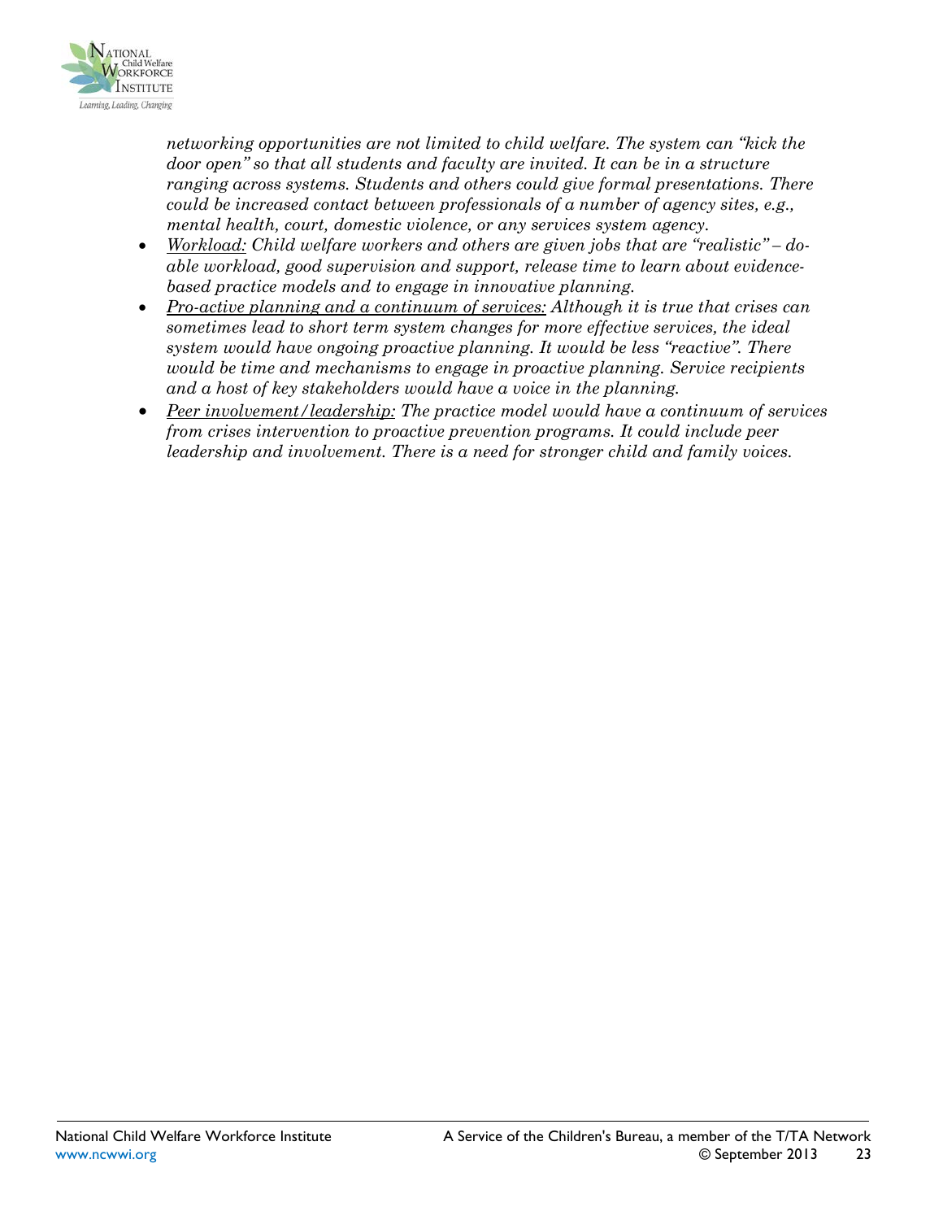*networking opportunities are not limited to child welfare. The system can "kick the door open" so that all students and faculty are invited. It can be in a structure ranging across systems. Students and others could give formal presentations. There could be increased contact between professionals of a number of agency sites, e.g., mental health, court, domestic violence, or any services system agency.*

- <u>*Workload:*</u> *Child welfare workers and others are given jobs that are "realistic" – do-able workload, good supervision and support, release time to learn about evidence-based practice models and to engage in innovative planning.*
- <u>*Pro-active planning and a continuum of services:*</u> *Although it is true that crises can sometimes lead to short term system changes for more effective services, the ideal system would have ongoing proactive planning. It would be less "reactive". There would be time and mechanisms to engage in proactive planning. Service recipients and a host of key stakeholders would have a voice in the planning.*
- <u>*Peer involvement/leadership:*</u> *The practice model would have a continuum of services from crises intervention to proactive prevention programs. It could include peer leadership and involvement. There is a need for stronger child and family voices.*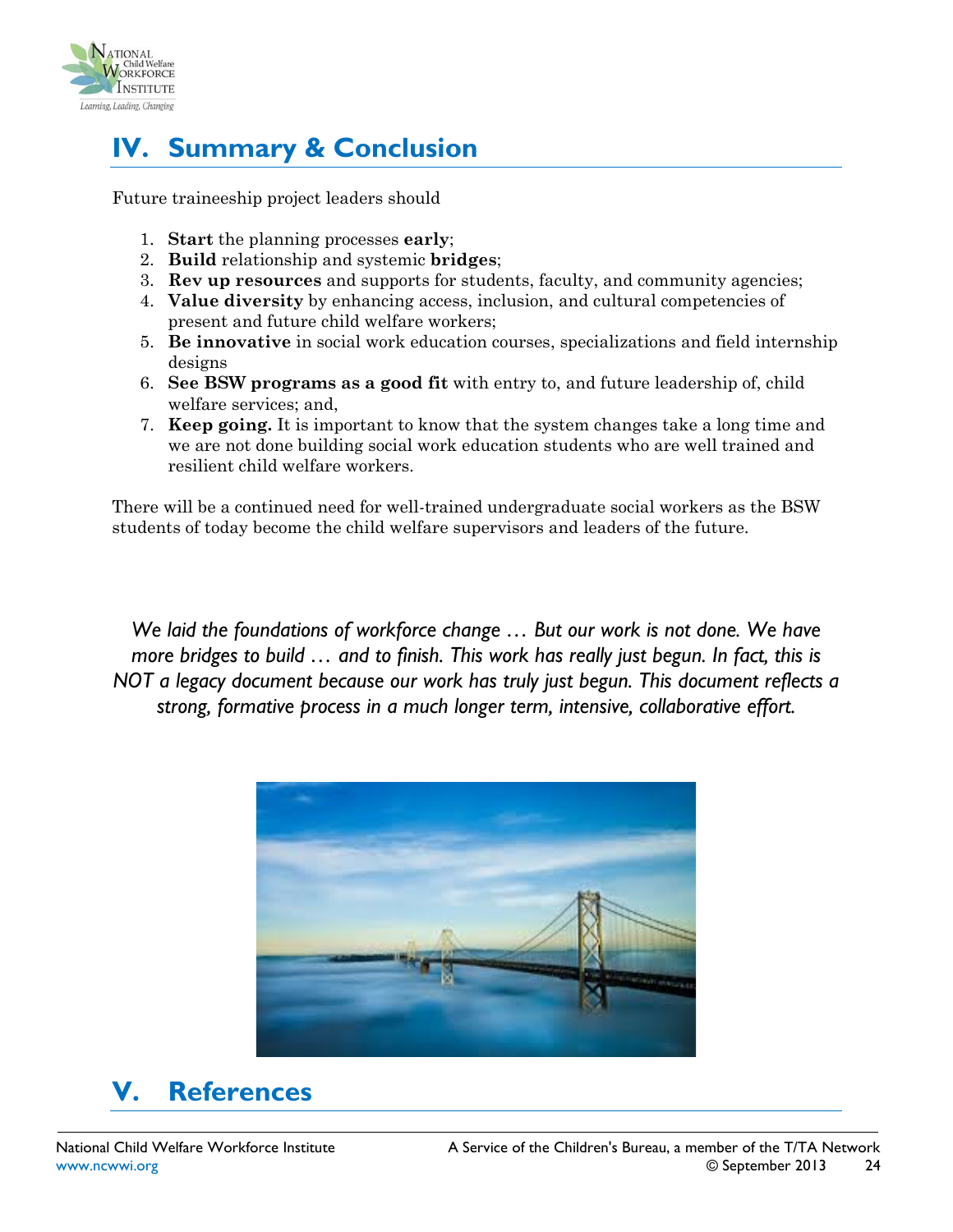## IV. Summary & Conclusion

Future traineeship project leaders should

1. **Start** the planning processes **early**;
2. **Build** relationship and systemic **bridges**;
3. **Rev up resources** and supports for students, faculty, and community agencies;
4. **Value diversity** by enhancing access, inclusion, and cultural competencies of present and future child welfare workers;
5. **Be innovative** in social work education courses, specializations and field internship designs
6. **See BSW programs as a good fit** with entry to, and future leadership of, child welfare services; and,
7. **Keep going.** It is important to know that the system changes take a long time and we are not done building social work education students who are well trained and resilient child welfare workers.

There will be a continued need for well-trained undergraduate social workers as the BSW students of today become the child welfare supervisors and leaders of the future.

*We laid the foundations of workforce change … But our work is not done. We have more bridges to build … and to finish. This work has really just begun. In fact, this is NOT a legacy document because our work has truly just begun. This document reflects a strong, formative process in a much longer term, intensive, collaborative effort.*

## V. References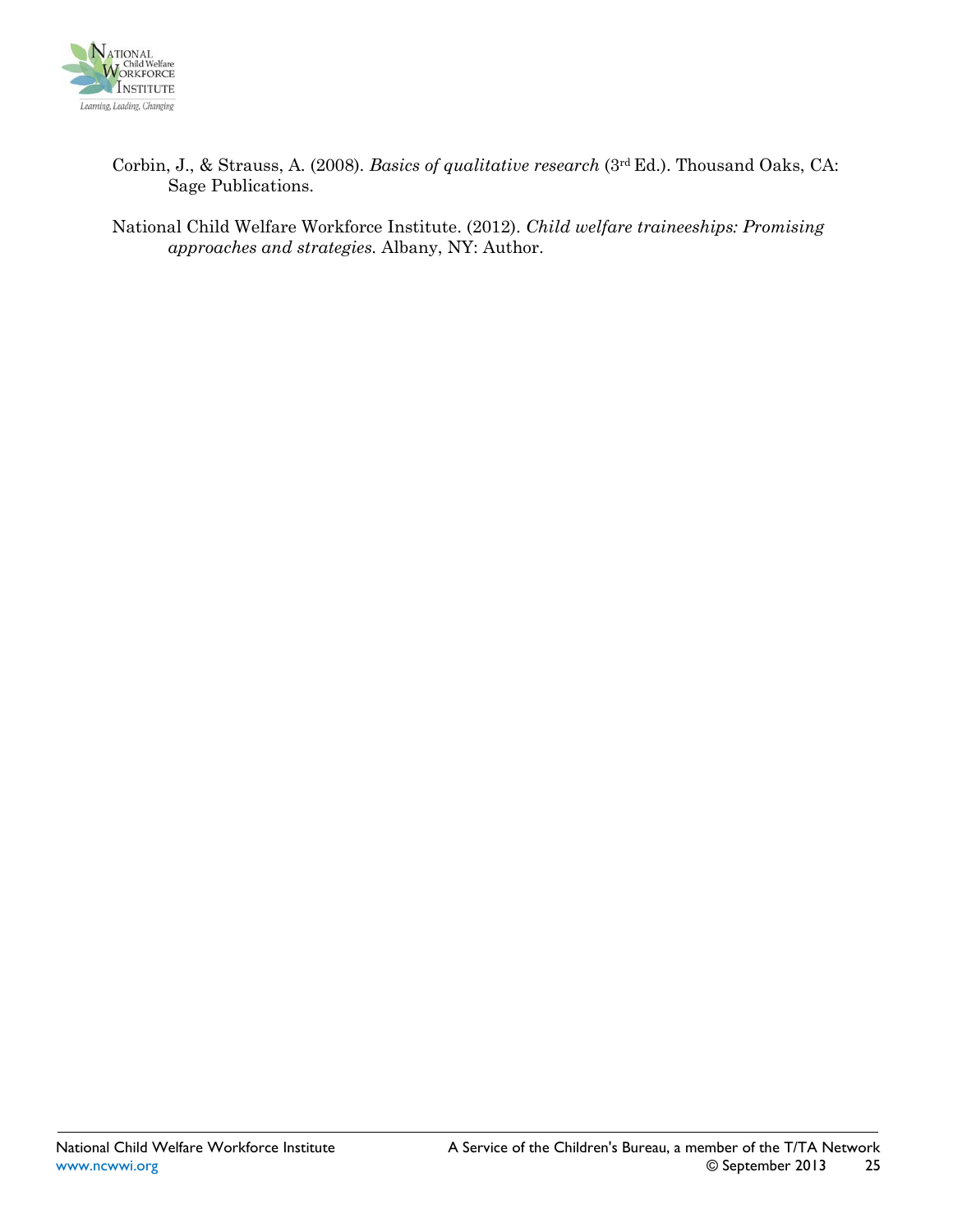Corbin, J., & Strauss, A. (2008). *Basics of qualitative research* (3rd Ed.). Thousand Oaks, CA: Sage Publications.

National Child Welfare Workforce Institute. (2012). *Child welfare traineeships: Promising approaches and strategies.* Albany, NY: Author.